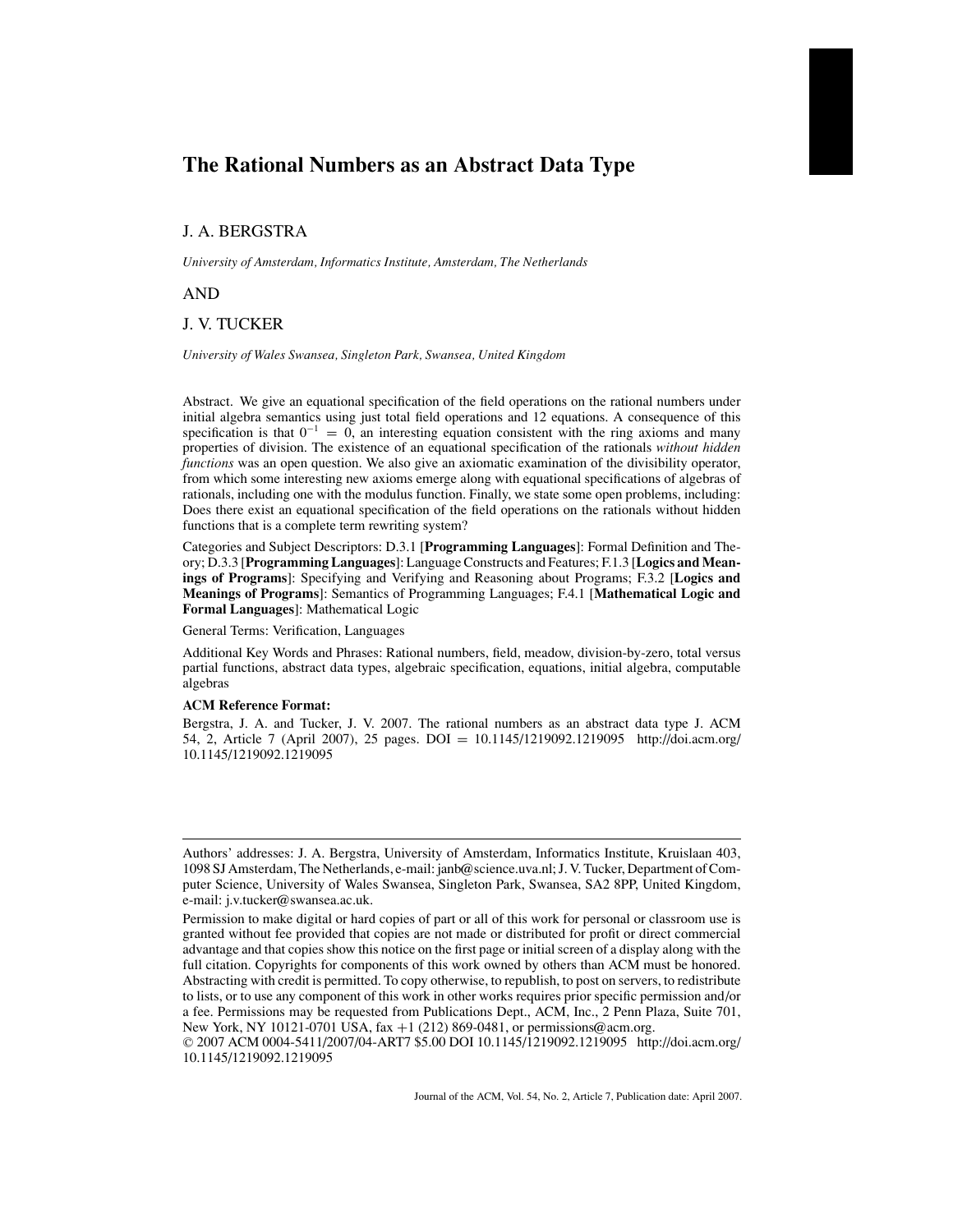# The Rational Numbers as an Abstract Data Type

J. A. BERGSTRA

*University of Amsterdam, Informatics Institute, Amsterdam, The Netherlands*

AND

J. V. TUCKER

*University of Wales Swansea, Singleton Park, Swansea, United Kingdom*

Abstract. We give an equational specification of the field operations on the rational numbers under initial algebra semantics using just total field operations and 12 equations. A consequence of this specification is that $0^{-1} = 0$, an interesting equation consistent with the ring axioms and many properties of division. The existence of an equational specification of the rationals *without hidden functions* was an open question. We also give an axiomatic examination of the divisibility operator, from which some interesting new axioms emerge along with equational specifications of algebras of rationals, including one with the modulus function. Finally, we state some open problems, including: Does there exist an equational specification of the field operations on the rationals without hidden functions that is a complete term rewriting system?

Categories and Subject Descriptors: D.3.1 [**Programming Languages**]: Formal Definition and Theory; D.3.3 [**Programming Languages**]: Language Constructs and Features; F.1.3 [**Logics and Meanings of Programs**]: Specifying and Verifying and Reasoning about Programs; F.3.2 [**Logics and Meanings of Programs**]: Semantics of Programming Languages; F.4.1 [**Mathematical Logic and Formal Languages**]: Mathematical Logic

General Terms: Verification, Languages

Additional Key Words and Phrases: Rational numbers, field, meadow, division-by-zero, total versus partial functions, abstract data types, algebraic specification, equations, initial algebra, computable algebras

**ACM Reference Format:**

Bergstra, J. A. and Tucker, J. V. 2007. The rational numbers as an abstract data type J. ACM 54, 2, Article 7 (April 2007), 25 pages. DOI = 10.1145/1219092.1219095 http://doi.acm.org/10.1145/1219092.1219095

---

Authors' addresses: J. A. Bergstra, University of Amsterdam, Informatics Institute, Kruislaan 403, 1098 SJ Amsterdam, The Netherlands, e-mail: janb@science.uva.nl; J. V. Tucker, Department of Computer Science, University of Wales Swansea, Singleton Park, Swansea, SA2 8PP, United Kingdom, e-mail: j.v.tucker@swansea.ac.uk.

Permission to make digital or hard copies of part or all of this work for personal or classroom use is granted without fee provided that copies are not made or distributed for profit or direct commercial advantage and that copies show this notice on the first page or initial screen of a display along with the full citation. Copyrights for components of this work owned by others than ACM must be honored. Abstracting with credit is permitted. To copy otherwise, to republish, to post on servers, to redistribute to lists, or to use any component of this work in other works requires prior specific permission and/or a fee. Permissions may be requested from Publications Dept., ACM, Inc., 2 Penn Plaza, Suite 701, New York, NY 10121-0701 USA, fax +1 (212) 869-0481, or permissions@acm.org.

© 2007 ACM 0004-5411/2007/04-ART7 $5.00 DOI 10.1145/1219092.1219095 http://doi.acm.org/10.1145/1219092.1219095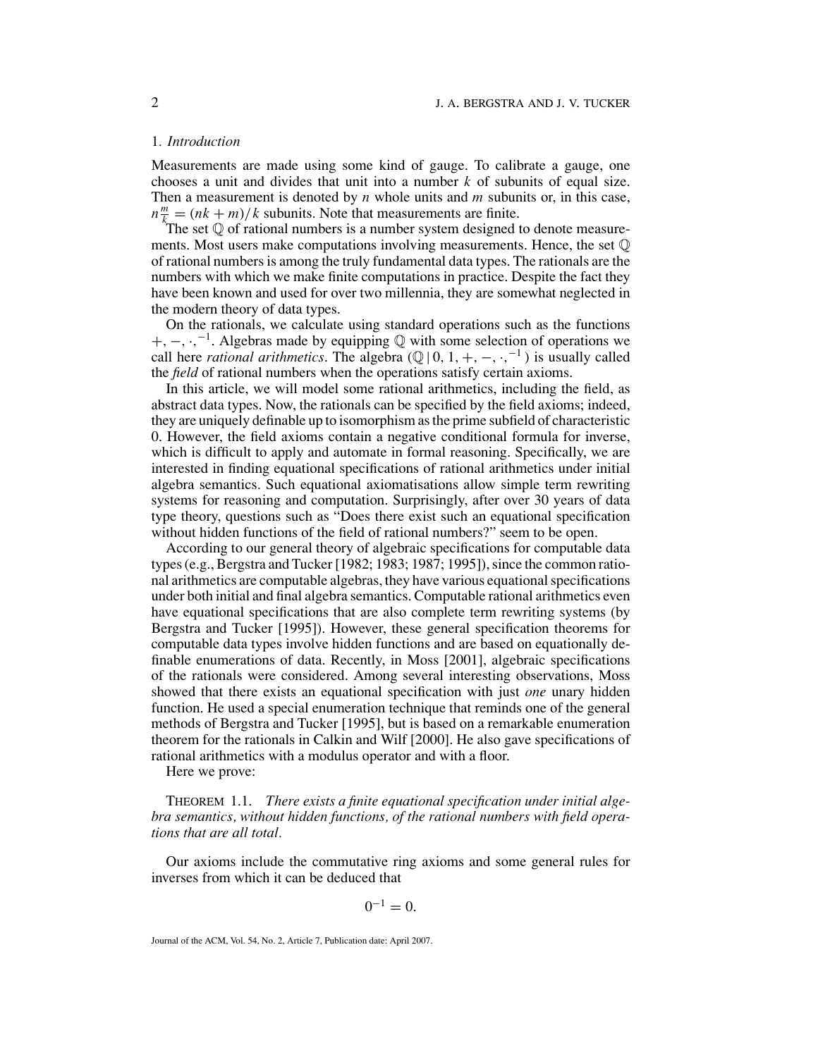## 1. *Introduction*

Measurements are made using some kind of gauge. To calibrate a gauge, one chooses a unit and divides that unit into a number $k$ of subunits of equal size. Then a measurement is denoted by $n$ whole units and $m$ subunits or, in this case, $n\frac{m}{k} = (nk + m)/k$ subunits. Note that measurements are finite.

The set $\mathbb{Q}$ of rational numbers is a number system designed to denote measurements. Most users make computations involving measurements. Hence, the set $\mathbb{Q}$ of rational numbers is among the truly fundamental data types. The rationals are the numbers with which we make finite computations in practice. Despite the fact they have been known and used for over two millennia, they are somewhat neglected in the modern theory of data types.

On the rationals, we calculate using standard operations such as the functions $+, -, \cdot, ^{-1}$. Algebras made by equipping $\mathbb{Q}$ with some selection of operations we call here *rational arithmetics*. The algebra $(\mathbb{Q} \mid 0, 1, +, -, \cdot, ^{-1})$ is usually called the *field* of rational numbers when the operations satisfy certain axioms.

In this article, we will model some rational arithmetics, including the field, as abstract data types. Now, the rationals can be specified by the field axioms; indeed, they are uniquely definable up to isomorphism as the prime subfield of characteristic 0. However, the field axioms contain a negative conditional formula for inverse, which is difficult to apply and automate in formal reasoning. Specifically, we are interested in finding equational specifications of rational arithmetics under initial algebra semantics. Such equational axiomatisations allow simple term rewriting systems for reasoning and computation. Surprisingly, after over 30 years of data type theory, questions such as "Does there exist such an equational specification without hidden functions of the field of rational numbers?" seem to be open.

According to our general theory of algebraic specifications for computable data types (e.g., Bergstra and Tucker [1982; 1983; 1987; 1995]), since the common rational arithmetics are computable algebras, they have various equational specifications under both initial and final algebra semantics. Computable rational arithmetics even have equational specifications that are also complete term rewriting systems (by Bergstra and Tucker [1995]). However, these general specification theorems for computable data types involve hidden functions and are based on equationally definable enumerations of data. Recently, in Moss [2001], algebraic specifications of the rationals were considered. Among several interesting observations, Moss showed that there exists an equational specification with just *one* unary hidden function. He used a special enumeration technique that reminds one of the general methods of Bergstra and Tucker [1995], but is based on a remarkable enumeration theorem for the rationals in Calkin and Wilf [2000]. He also gave specifications of rational arithmetics with a modulus operator and with a floor.

Here we prove:

THEOREM 1.1. *There exists a finite equational specification under initial algebra semantics, without hidden functions, of the rational numbers with field operations that are all total.*

Our axioms include the commutative ring axioms and some general rules for inverses from which it can be deduced that

$$0^{-1} = 0.$$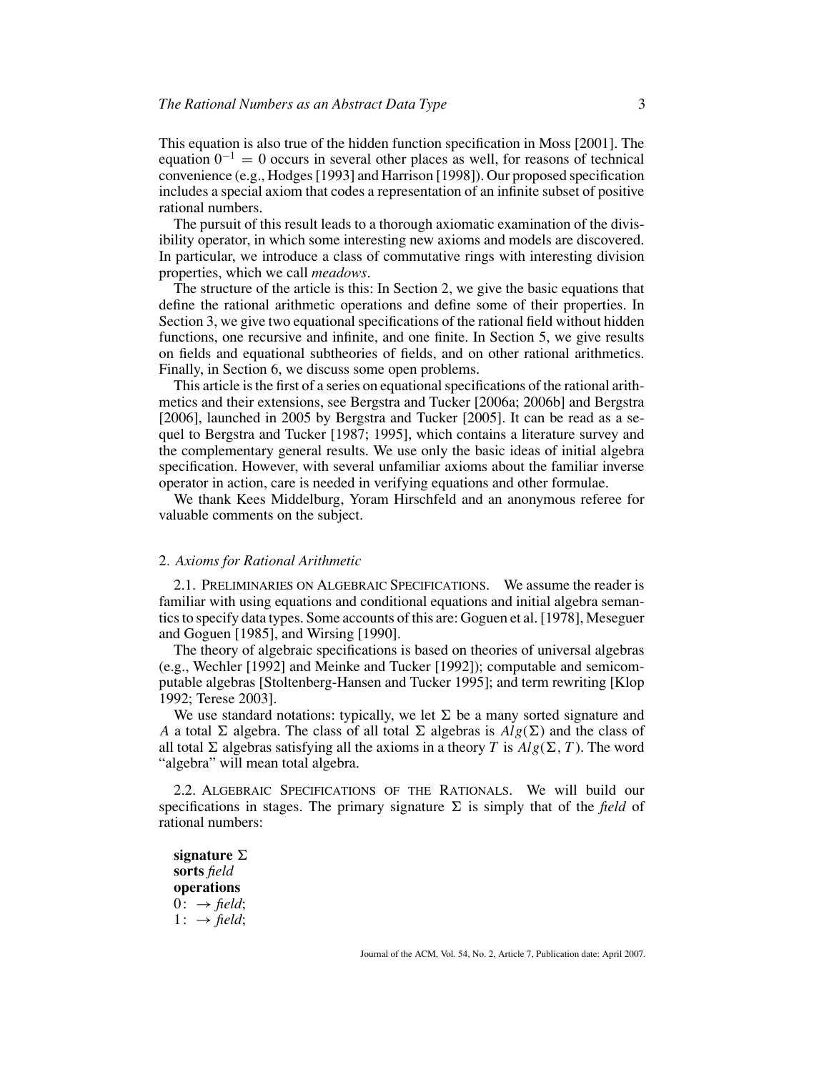This equation is also true of the hidden function specification in Moss [2001]. The equation $0^{-1} = 0$ occurs in several other places as well, for reasons of technical convenience (e.g., Hodges [1993] and Harrison [1998]). Our proposed specification includes a special axiom that codes a representation of an infinite subset of positive rational numbers.

The pursuit of this result leads to a thorough axiomatic examination of the divisibility operator, in which some interesting new axioms and models are discovered. In particular, we introduce a class of commutative rings with interesting division properties, which we call *meadows*.

The structure of the article is this: In Section 2, we give the basic equations that define the rational arithmetic operations and define some of their properties. In Section 3, we give two equational specifications of the rational field without hidden functions, one recursive and infinite, and one finite. In Section 5, we give results on fields and equational subtheories of fields, and on other rational arithmetics. Finally, in Section 6, we discuss some open problems.

This article is the first of a series on equational specifications of the rational arithmetics and their extensions, see Bergstra and Tucker [2006a; 2006b] and Bergstra [2006], launched in 2005 by Bergstra and Tucker [2005]. It can be read as a sequel to Bergstra and Tucker [1987; 1995], which contains a literature survey and the complementary general results. We use only the basic ideas of initial algebra specification. However, with several unfamiliar axioms about the familiar inverse operator in action, care is needed in verifying equations and other formulae.

We thank Kees Middelburg, Yoram Hirschfeld and an anonymous referee for valuable comments on the subject.

## 2. *Axioms for Rational Arithmetic*

2.1. PRELIMINARIES ON ALGEBRAIC SPECIFICATIONS. We assume the reader is familiar with using equations and conditional equations and initial algebra semantics to specify data types. Some accounts of this are: Goguen et al. [1978], Meseguer and Goguen [1985], and Wirsing [1990].

The theory of algebraic specifications is based on theories of universal algebras (e.g., Wechler [1992] and Meinke and Tucker [1992]); computable and semicomputable algebras [Stoltenberg-Hansen and Tucker 1995]; and term rewriting [Klop 1992; Terese 2003].

We use standard notations: typically, we let $\Sigma$ be a many sorted signature and $A$ a total $\Sigma$ algebra. The class of all total $\Sigma$ algebras is $Alg(\Sigma)$ and the class of all total $\Sigma$ algebras satisfying all the axioms in a theory $T$ is $Alg(\Sigma, T)$. The word "algebra" will mean total algebra.

2.2. ALGEBRAIC SPECIFICATIONS OF THE RATIONALS. We will build our specifications in stages. The primary signature $\Sigma$ is simply that of the *field* of rational numbers:

**signature** $\Sigma$
**sorts** *field*
**operations**
$0\colon \to$ *field*;
$1\colon \to$ *field*;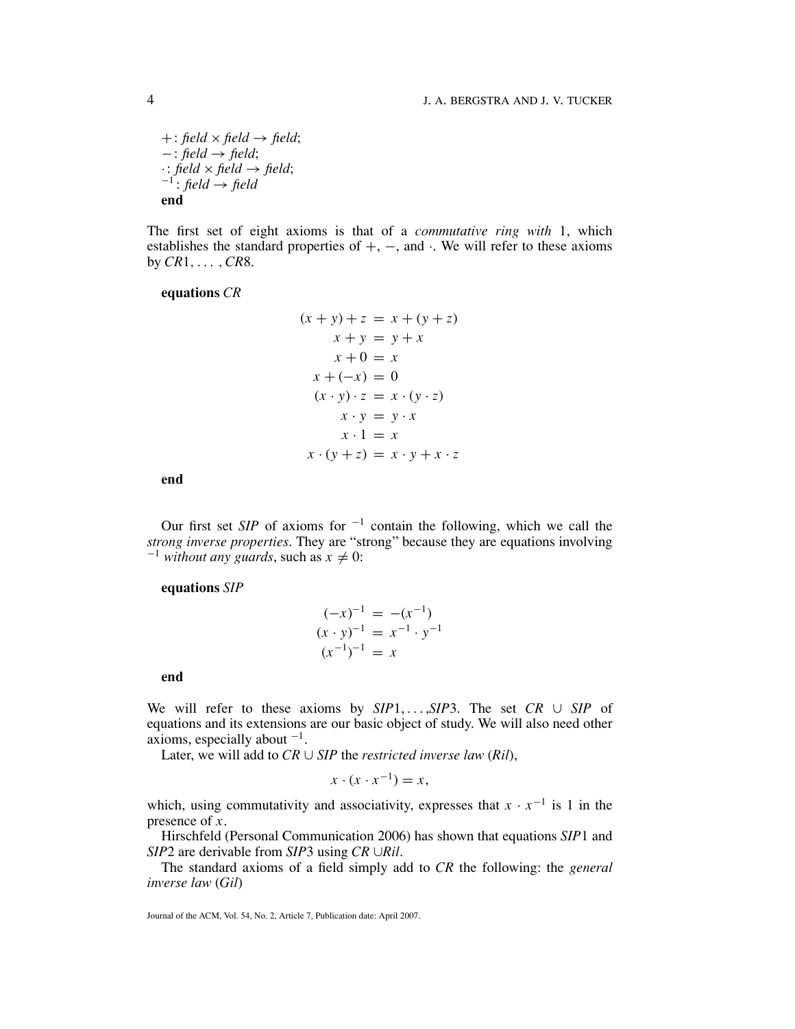$+$: *field* $\times$ *field* $\rightarrow$ *field*;
$-$: *field* $\rightarrow$ *field*;
$\cdot$: *field* $\times$ *field* $\rightarrow$ *field*;
$^{-1}$: *field* $\rightarrow$ *field*
**end**

The first set of eight axioms is that of a *commutative ring with* 1, which establishes the standard properties of $+$, $-$, and $\cdot$. We will refer to these axioms by $CR1, \ldots, CR8$.

**equations** *CR*

$$
\begin{aligned}
(x + y) + z &= x + (y + z) \\
x + y &= y + x \\
x + 0 &= x \\
x + (-x) &= 0 \\
(x \cdot y) \cdot z &= x \cdot (y \cdot z) \\
x \cdot y &= y \cdot x \\
x \cdot 1 &= x \\
x \cdot (y + z) &= x \cdot y + x \cdot z
\end{aligned}
$$

**end**

Our first set *SIP* of axioms for $^{-1}$ contain the following, which we call the *strong inverse properties*. They are "strong" because they are equations involving $^{-1}$ *without any guards*, such as $x \neq 0$:

**equations** *SIP*

$$
\begin{aligned}
(-x)^{-1} &= -(x^{-1}) \\
(x \cdot y)^{-1} &= x^{-1} \cdot y^{-1} \\
(x^{-1})^{-1} &= x
\end{aligned}
$$

**end**

We will refer to these axioms by $SIP1, \ldots, SIP3$. The set $CR \cup SIP$ of equations and its extensions are our basic object of study. We will also need other axioms, especially about $^{-1}$.

Later, we will add to $CR \cup SIP$ the *restricted inverse law* (*Ril*),

$$x \cdot (x \cdot x^{-1}) = x,$$

which, using commutativity and associativity, expresses that $x \cdot x^{-1}$ is 1 in the presence of $x$.

Hirschfeld (Personal Communication 2006) has shown that equations *SIP*1 and *SIP*2 are derivable from *SIP*3 using $CR \cup Ril$.

The standard axioms of a field simply add to *CR* the following: the *general inverse law* (*Gil*)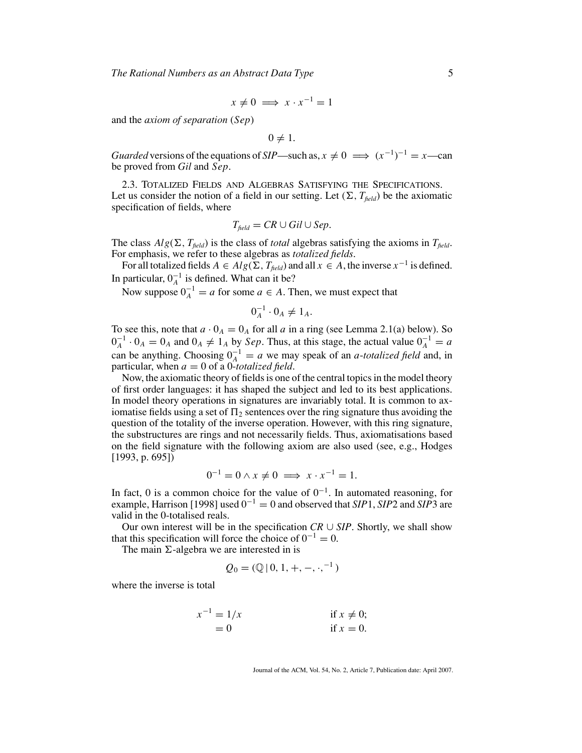$$x \neq 0 \implies x \cdot x^{-1} = 1$$

and the *axiom of separation* (*Sep*)

$$0 \neq 1.$$

*Guarded* versions of the equations of *SIP*—such as, $x \neq 0 \implies (x^{-1})^{-1} = x$—can be proved from *Gil* and *Sep*.

2.3. Totalized Fields and Algebras Satisfying the Specifications. Let us consider the notion of a field in our setting. Let $(\Sigma, T_{field})$ be the axiomatic specification of fields, where

$$T_{field} = CR \cup Gil \cup Sep.$$

The class $Alg(\Sigma, T_{field})$ is the class of *total* algebras satisfying the axioms in $T_{field}$. For emphasis, we refer to these algebras as *totalized fields*.

For all totalized fields $A \in Alg(\Sigma, T_{field})$ and all $x \in A$, the inverse $x^{-1}$ is defined. In particular, $0_A^{-1}$ is defined. What can it be?

Now suppose $0_A^{-1} = a$ for some $a \in A$. Then, we must expect that

$$0_A^{-1} \cdot 0_A \neq 1_A.$$

To see this, note that $a \cdot 0_A = 0_A$ for all $a$ in a ring (see Lemma 2.1(a) below). So $0_A^{-1} \cdot 0_A = 0_A$ and $0_A \neq 1_A$ by *Sep*. Thus, at this stage, the actual value $0_A^{-1} = a$ can be anything. Choosing $0_A^{-1} = a$ we may speak of an *a-totalized field* and, in particular, when $a = 0$ of a *0-totalized field*.

Now, the axiomatic theory of fields is one of the central topics in the model theory of first order languages: it has shaped the subject and led to its best applications. In model theory operations in signatures are invariably total. It is common to axiomatise fields using a set of $\Pi_2$ sentences over the ring signature thus avoiding the question of the totality of the inverse operation. However, with this ring signature, the substructures are rings and not necessarily fields. Thus, axiomatisations based on the field signature with the following axiom are also used (see, e.g., Hodges [1993, p. 695])

$$0^{-1} = 0 \wedge x \neq 0 \implies x \cdot x^{-1} = 1.$$

In fact, 0 is a common choice for the value of $0^{-1}$. In automated reasoning, for example, Harrison [1998] used $0^{-1} = 0$ and observed that *SIP*1, *SIP*2 and *SIP*3 are valid in the 0-totalised reals.

Our own interest will be in the specification $CR \cup SIP$. Shortly, we shall show that this specification will force the choice of $0^{-1} = 0$.

The main $\Sigma$-algebra we are interested in is

$$Q_0 = (\mathbb{Q} \mid 0, 1, +, -, \cdot, ^{-1})$$

where the inverse is total

$$\begin{aligned} x^{-1} &= 1/x && \text{if } x \neq 0; \\ &= 0 && \text{if } x = 0. \end{aligned}$$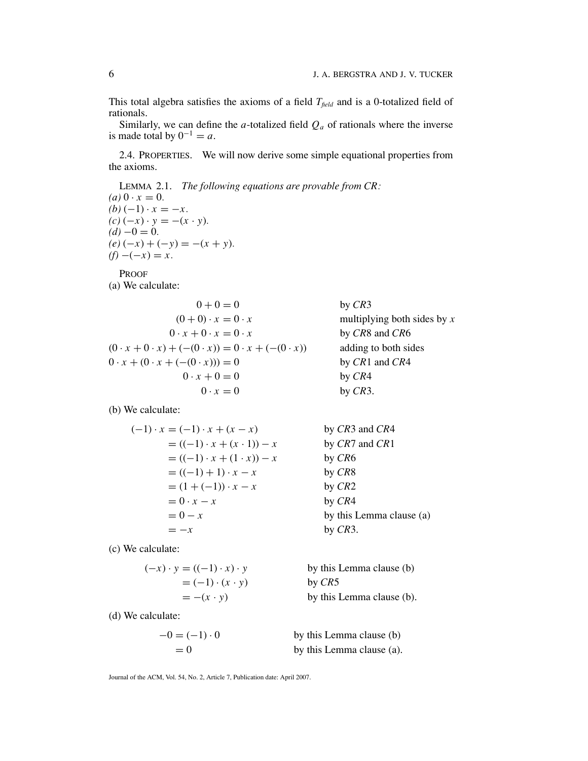This total algebra satisfies the axioms of a field $T_{field}$ and is a 0-totalized field of rationals.

Similarly, we can define the $a$-totalized field $Q_a$ of rationals where the inverse is made total by $0^{-1} = a$.

2.4. PROPERTIES. We will now derive some simple equational properties from the axioms.

LEMMA 2.1. *The following equations are provable from CR:*
*(a)* $0 \cdot x = 0$.
*(b)* $(-1) \cdot x = -x$.
*(c)* $(-x) \cdot y = -(x \cdot y)$.
*(d)* $-0 = 0$.
*(e)* $(-x) + (-y) = -(x + y)$.
*(f)* $-(-x) = x$.

PROOF

(a) We calculate:

| | |
|---|---|
| $0 + 0 = 0$ | by $CR3$ |
| $(0 + 0) \cdot x = 0 \cdot x$ | multiplying both sides by $x$ |
| $0 \cdot x + 0 \cdot x = 0 \cdot x$ | by $CR8$ and $CR6$ |
| $(0 \cdot x + 0 \cdot x) + (-(0 \cdot x)) = 0 \cdot x + (-(0 \cdot x))$ | adding to both sides |
| $0 \cdot x + (0 \cdot x + (-(0 \cdot x))) = 0$ | by $CR1$ and $CR4$ |
| $0 \cdot x + 0 = 0$ | by $CR4$ |
| $0 \cdot x = 0$ | by $CR3$. |

(b) We calculate:

| | |
|---|---|
| $(-1) \cdot x = (-1) \cdot x + (x - x)$ | by $CR3$ and $CR4$ |
| $= ((-1) \cdot x + (x \cdot 1)) - x$ | by $CR7$ and $CR1$ |
| $= ((-1) \cdot x + (1 \cdot x)) - x$ | by $CR6$ |
| $= ((-1) + 1) \cdot x - x$ | by $CR8$ |
| $= (1 + (-1)) \cdot x - x$ | by $CR2$ |
| $= 0 \cdot x - x$ | by $CR4$ |
| $= 0 - x$ | by this Lemma clause (a) |
| $= -x$ | by $CR3$. |

(c) We calculate:

| | |
|---|---|
| $(-x) \cdot y = ((-1) \cdot x) \cdot y$ | by this Lemma clause (b) |
| $= (-1) \cdot (x \cdot y)$ | by $CR5$ |
| $= -(x \cdot y)$ | by this Lemma clause (b). |

(d) We calculate:

| | |
|---|---|
| $-0 = (-1) \cdot 0$ | by this Lemma clause (b) |
| $= 0$ | by this Lemma clause (a). |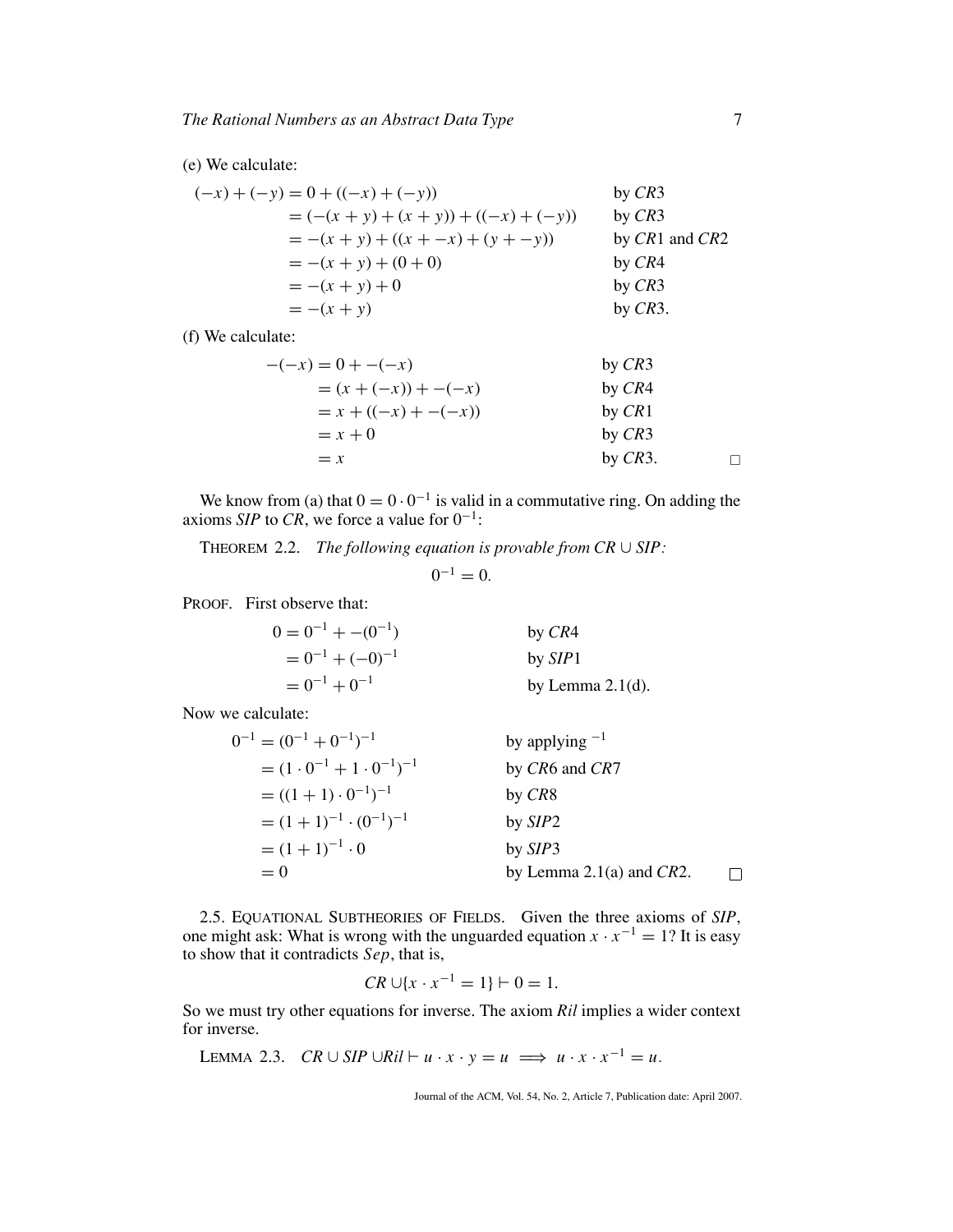(e) We calculate:

$$
\begin{aligned}
(-x) + (-y) &= 0 + ((-x) + (-y)) && \text{by } CR3 \\
&= (-(x+y) + (x+y)) + ((-x) + (-y)) && \text{by } CR3 \\
&= -(x+y) + ((x + -x) + (y + -y)) && \text{by } CR1 \text{ and } CR2 \\
&= -(x+y) + (0+0) && \text{by } CR4 \\
&= -(x+y) + 0 && \text{by } CR3 \\
&= -(x+y) && \text{by } CR3.
\end{aligned}
$$

(f) We calculate:

$$
\begin{aligned}
-(-x) &= 0 + -(-x) && \text{by } CR3 \\
&= (x + (-x)) + -(-x) && \text{by } CR4 \\
&= x + ((-x) + -(-x)) && \text{by } CR1 \\
&= x + 0 && \text{by } CR3 \\
&= x && \text{by } CR3. \qquad \square
\end{aligned}
$$

We know from (a) that $0 = 0 \cdot 0^{-1}$ is valid in a commutative ring. On adding the axioms *SIP* to *CR*, we force a value for $0^{-1}$:

THEOREM 2.2. *The following equation is provable from* $CR \cup SIP$:

$$0^{-1} = 0.$$

PROOF. First observe that:

$$
\begin{aligned}
0 &= 0^{-1} + -(0^{-1}) && \text{by } CR4 \\
&= 0^{-1} + (-0)^{-1} && \text{by } SIP1 \\
&= 0^{-1} + 0^{-1} && \text{by Lemma 2.1(d).}
\end{aligned}
$$

Now we calculate:

$$
\begin{aligned}
0^{-1} &= (0^{-1} + 0^{-1})^{-1} && \text{by applying } ^{-1} \\
&= (1 \cdot 0^{-1} + 1 \cdot 0^{-1})^{-1} && \text{by } CR6 \text{ and } CR7 \\
&= ((1+1) \cdot 0^{-1})^{-1} && \text{by } CR8 \\
&= (1+1)^{-1} \cdot (0^{-1})^{-1} && \text{by } SIP2 \\
&= (1+1)^{-1} \cdot 0 && \text{by } SIP3 \\
&= 0 && \text{by Lemma 2.1(a) and } CR2. \qquad \square
\end{aligned}
$$

2.5. EQUATIONAL SUBTHEORIES OF FIELDS. Given the three axioms of *SIP*, one might ask: What is wrong with the unguarded equation $x \cdot x^{-1} = 1$? It is easy to show that it contradicts *Sep*, that is,

$$CR \cup \{x \cdot x^{-1} = 1\} \vdash 0 = 1.$$

So we must try other equations for inverse. The axiom *Ril* implies a wider context for inverse.

LEMMA 2.3. $CR \cup SIP \cup Ril \vdash u \cdot x \cdot y = u \implies u \cdot x \cdot x^{-1} = u.$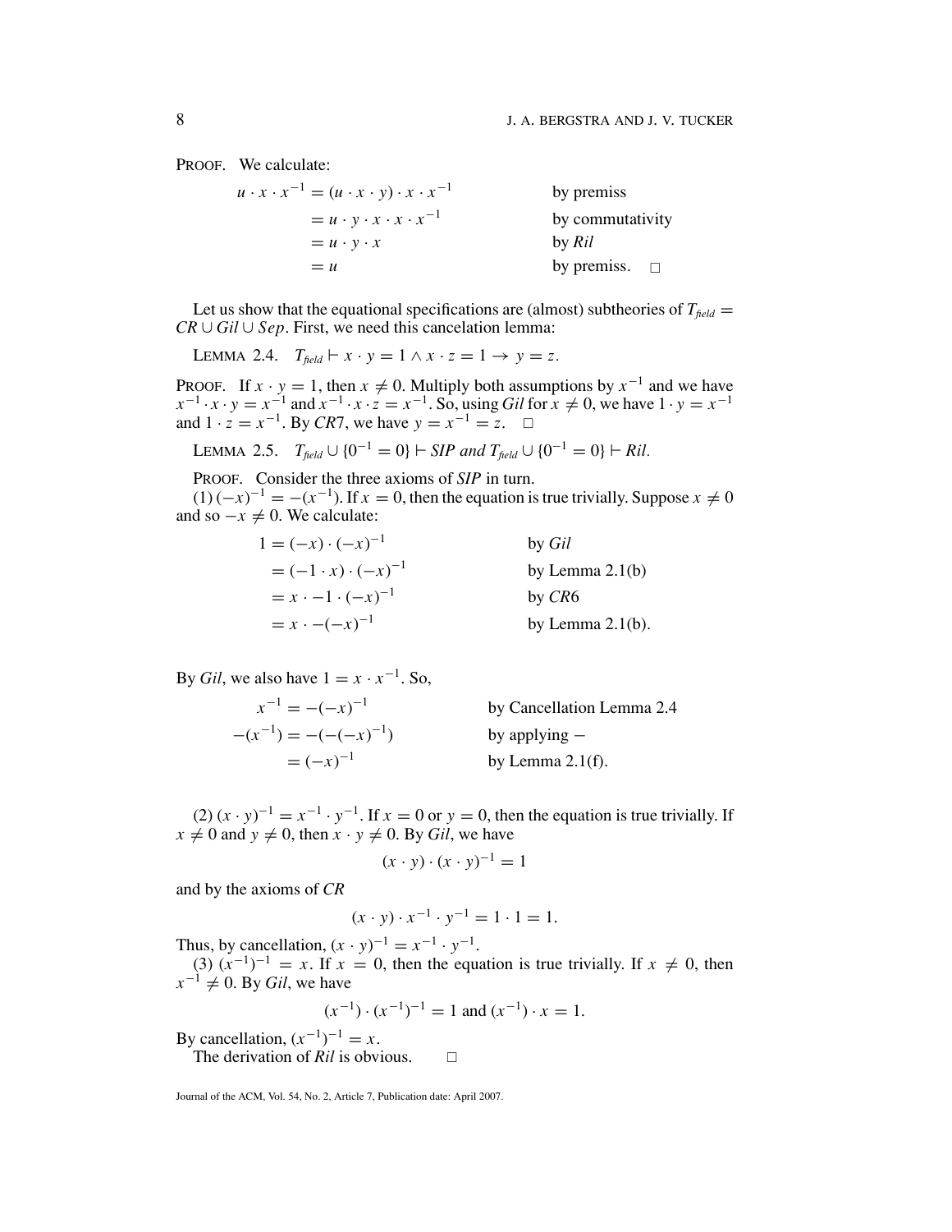PROOF. We calculate:

$$
\begin{aligned}
u \cdot x \cdot x^{-1} &= (u \cdot x \cdot y) \cdot x \cdot x^{-1} && \text{by premiss} \\
&= u \cdot y \cdot x \cdot x \cdot x^{-1} && \text{by commutativity} \\
&= u \cdot y \cdot x && \text{by } \mathit{Ril} \\
&= u && \text{by premiss.} \quad \square
\end{aligned}
$$

Let us show that the equational specifications are (almost) subtheories of $T_{field} = CR \cup Gil \cup Sep$. First, we need this cancelation lemma:

LEMMA 2.4. $T_{field} \vdash x \cdot y = 1 \wedge x \cdot z = 1 \rightarrow y = z$.

PROOF. If $x \cdot y = 1$, then $x \neq 0$. Multiply both assumptions by $x^{-1}$ and we have $x^{-1} \cdot x \cdot y = x^{-1}$ and $x^{-1} \cdot x \cdot z = x^{-1}$. So, using *Gil* for $x \neq 0$, we have $1 \cdot y = x^{-1}$ and $1 \cdot z = x^{-1}$. By *CR*7, we have $y = x^{-1} = z$. $\square$

LEMMA 2.5. $T_{field} \cup \{0^{-1} = 0\} \vdash$ *SIP and* $T_{field} \cup \{0^{-1} = 0\} \vdash$ *Ril*.

PROOF. Consider the three axioms of *SIP* in turn.

(1) $(-x)^{-1} = -(x^{-1})$. If $x = 0$, then the equation is true trivially. Suppose $x \neq 0$ and so $-x \neq 0$. We calculate:

$$
\begin{aligned}
1 &= (-x) \cdot (-x)^{-1} && \text{by } \mathit{Gil} \\
&= (-1 \cdot x) \cdot (-x)^{-1} && \text{by Lemma 2.1(b)} \\
&= x \cdot -1 \cdot (-x)^{-1} && \text{by } \mathit{CR}6 \\
&= x \cdot -(-x)^{-1} && \text{by Lemma 2.1(b).}
\end{aligned}
$$

By *Gil*, we also have $1 = x \cdot x^{-1}$. So,

$$
\begin{aligned}
x^{-1} &= -(-x)^{-1} && \text{by Cancellation Lemma 2.4} \\
-(x^{-1}) &= -(-(-x)^{-1}) && \text{by applying } - \\
&= (-x)^{-1} && \text{by Lemma 2.1(f).}
\end{aligned}
$$

(2) $(x \cdot y)^{-1} = x^{-1} \cdot y^{-1}$. If $x = 0$ or $y = 0$, then the equation is true trivially. If $x \neq 0$ and $y \neq 0$, then $x \cdot y \neq 0$. By *Gil*, we have

$$
(x \cdot y) \cdot (x \cdot y)^{-1} = 1
$$

and by the axioms of *CR*

$$
(x \cdot y) \cdot x^{-1} \cdot y^{-1} = 1 \cdot 1 = 1.
$$

Thus, by cancellation, $(x \cdot y)^{-1} = x^{-1} \cdot y^{-1}$.

(3) $(x^{-1})^{-1} = x$. If $x = 0$, then the equation is true trivially. If $x \neq 0$, then $x^{-1} \neq 0$. By *Gil*, we have

$$
(x^{-1}) \cdot (x^{-1})^{-1} = 1 \text{ and } (x^{-1}) \cdot x = 1.
$$

By cancellation, $(x^{-1})^{-1} = x$.

The derivation of *Ril* is obvious. $\square$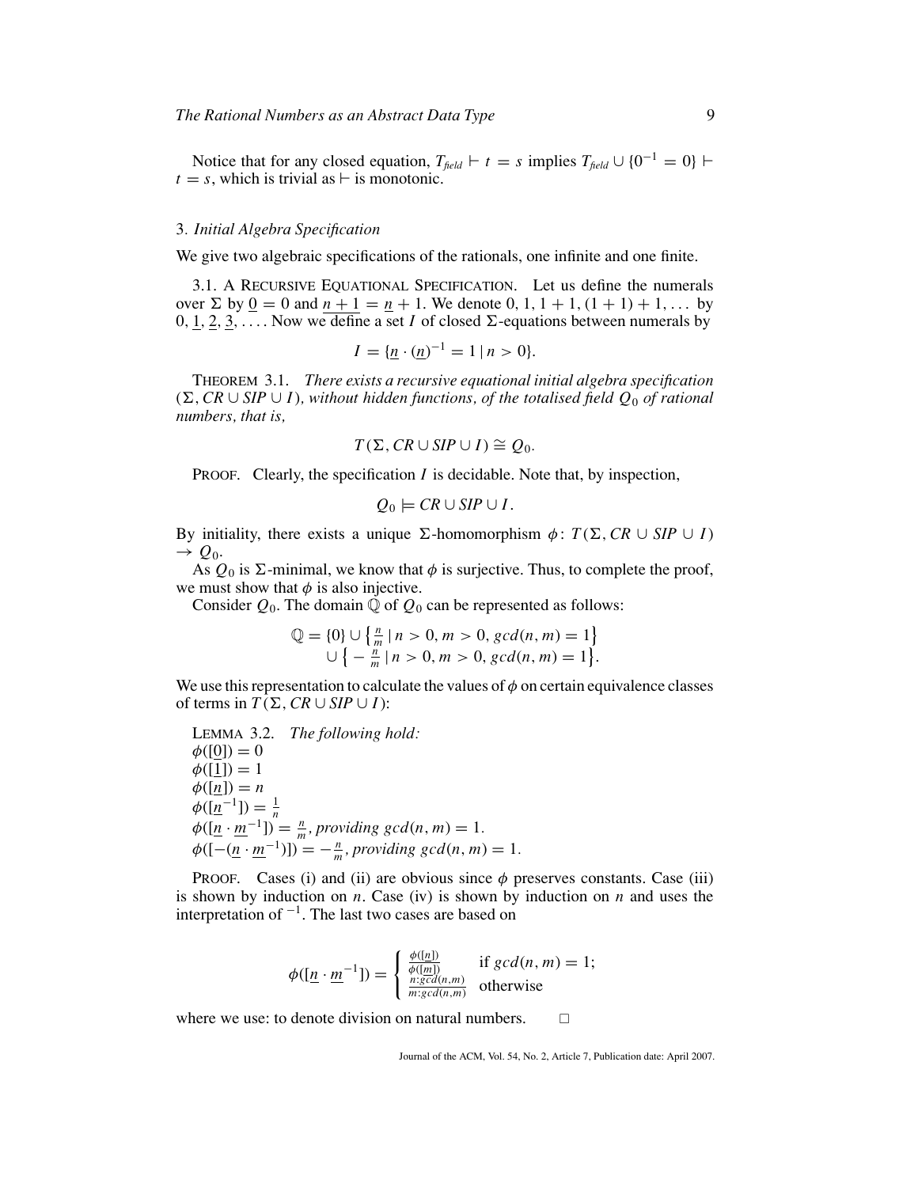Notice that for any closed equation, $T_{field} \vdash t = s$ implies $T_{field} \cup \{0^{-1} = 0\} \vdash t = s$, which is trivial as $\vdash$ is monotonic.

## 3. *Initial Algebra Specification*

We give two algebraic specifications of the rationals, one infinite and one finite.

3.1. A RECURSIVE EQUATIONAL SPECIFICATION. Let us define the numerals over $\Sigma$ by $\underline{0} = 0$ and $\underline{n+1} = \underline{n} + 1$. We denote $0, 1, 1+1, (1+1)+1, \ldots$ by $0, \underline{1}, \underline{2}, \underline{3}, \ldots$. Now we define a set $I$ of closed $\Sigma$-equations between numerals by

$$I = \{\underline{n} \cdot (\underline{n})^{-1} = 1 \mid n > 0\}.$$

THEOREM 3.1. *There exists a recursive equational initial algebra specification $(\Sigma, CR \cup SIP \cup I)$, without hidden functions, of the totalised field $Q_0$ of rational numbers, that is,*

$$T(\Sigma, CR \cup SIP \cup I) \cong Q_0.$$

PROOF. Clearly, the specification $I$ is decidable. Note that, by inspection,

$$Q_0 \models CR \cup SIP \cup I.$$

By initiality, there exists a unique $\Sigma$-homomorphism $\phi \colon T(\Sigma, CR \cup SIP \cup I) \to Q_0$.

As $Q_0$ is $\Sigma$-minimal, we know that $\phi$ is surjective. Thus, to complete the proof, we must show that $\phi$ is also injective.

Consider $Q_0$. The domain $\mathbb{Q}$ of $Q_0$ can be represented as follows:

$$\mathbb{Q} = \{0\} \cup \left\{\tfrac{n}{m} \mid n > 0, m > 0, gcd(n,m) = 1\right\} \\ \cup \left\{-\tfrac{n}{m} \mid n > 0, m > 0, gcd(n,m) = 1\right\}.$$

We use this representation to calculate the values of $\phi$ on certain equivalence classes of terms in $T(\Sigma, CR \cup SIP \cup I)$:

LEMMA 3.2. *The following hold:*
$\phi([\underline{0}]) = 0$
$\phi([\underline{1}]) = 1$
$\phi([\underline{n}]) = n$
$\phi([\underline{n}^{-1}]) = \frac{1}{n}$
$\phi([\underline{n} \cdot \underline{m}^{-1}]) = \frac{n}{m}$, *providing* $gcd(n,m) = 1$.
$\phi([-(\underline{n} \cdot \underline{m}^{-1})]) = -\frac{n}{m}$, *providing* $gcd(n,m) = 1$.

PROOF. Cases (i) and (ii) are obvious since $\phi$ preserves constants. Case (iii) is shown by induction on $n$. Case (iv) is shown by induction on $n$ and uses the interpretation of $^{-1}$. The last two cases are based on

$$\phi([\underline{n} \cdot \underline{m}^{-1}]) = \begin{cases} \frac{\phi([\underline{n}])}{\phi([\underline{m}])} & \text{if } gcd(n,m) = 1; \\ \frac{n : gcd(n,m)}{m : gcd(n,m)} & \text{otherwise} \end{cases}$$

where we use: to denote division on natural numbers. $\square$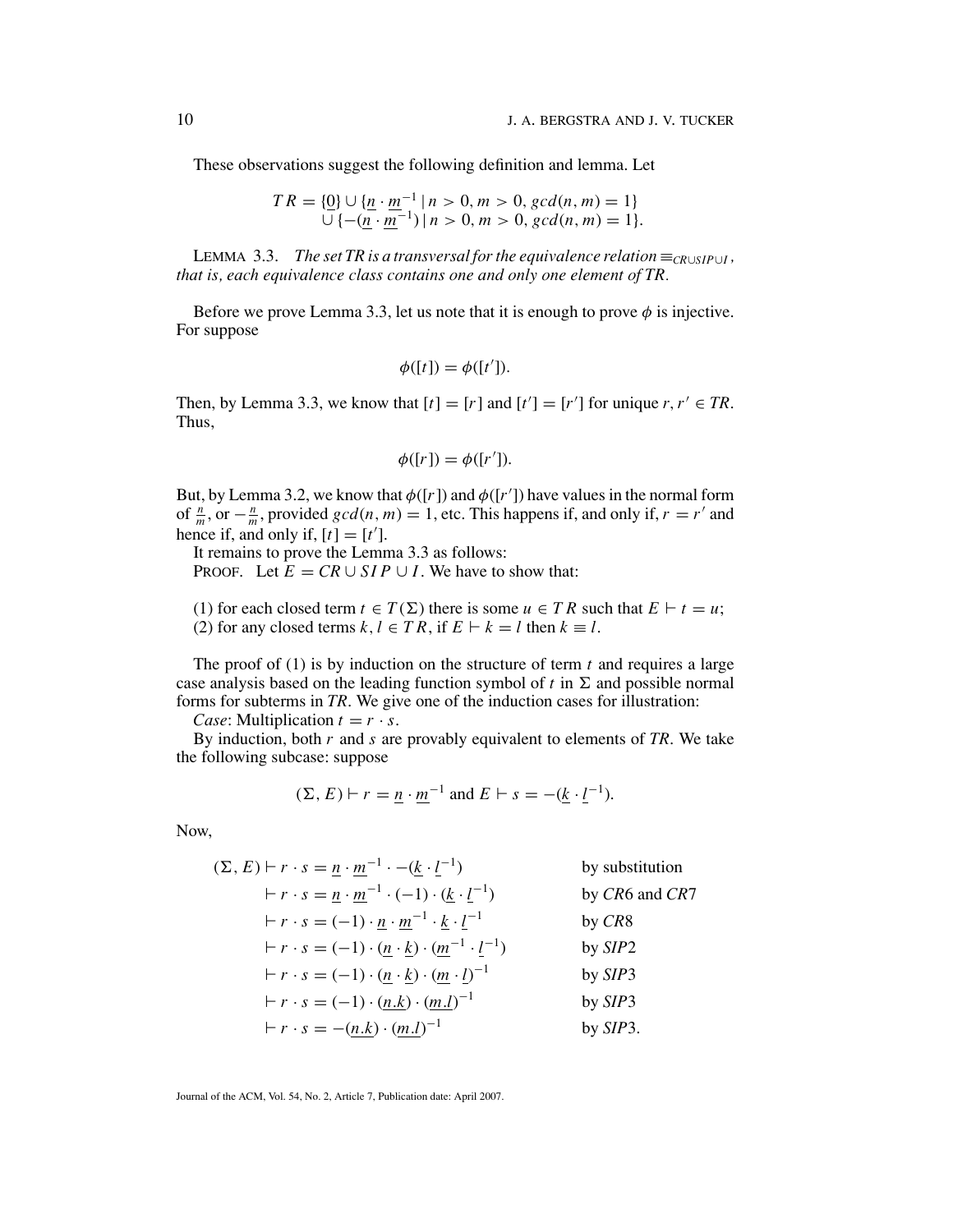These observations suggest the following definition and lemma. Let

$$
\begin{aligned}
TR = \{\underline{0}\} &\cup \{\underline{n} \cdot \underline{m}^{-1} \mid n > 0, m > 0, gcd(n, m) = 1\} \\
&\cup \{-(\underline{n} \cdot \underline{m}^{-1}) \mid n > 0, m > 0, gcd(n, m) = 1\}.
\end{aligned}
$$

LEMMA 3.3. *The set TR is a transversal for the equivalence relation $\equiv_{CR \cup SIP \cup I}$, that is, each equivalence class contains one and only one element of TR.*

Before we prove Lemma 3.3, let us note that it is enough to prove $\phi$ is injective. For suppose

$$\phi([t]) = \phi([t']).$$

Then, by Lemma 3.3, we know that $[t] = [r]$ and $[t'] = [r']$ for unique $r, r' \in TR$. Thus,

$$\phi([r]) = \phi([r']).$$

But, by Lemma 3.2, we know that $\phi([r])$ and $\phi([r'])$ have values in the normal form of $\frac{n}{m}$, or $-\frac{n}{m}$, provided $gcd(n, m) = 1$, etc. This happens if, and only if, $r = r'$ and hence if, and only if, $[t] = [t']$.

It remains to prove the Lemma 3.3 as follows:

PROOF. Let $E = CR \cup SIP \cup I$. We have to show that:

(1) for each closed term $t \in T(\Sigma)$ there is some $u \in TR$ such that $E \vdash t = u$;
(2) for any closed terms $k, l \in TR$, if $E \vdash k = l$ then $k \equiv l$.

The proof of (1) is by induction on the structure of term $t$ and requires a large case analysis based on the leading function symbol of $t$ in $\Sigma$ and possible normal forms for subterms in *TR*. We give one of the induction cases for illustration:

*Case*: Multiplication $t = r \cdot s$.

By induction, both $r$ and $s$ are provably equivalent to elements of *TR*. We take the following subcase: suppose

$$(\Sigma, E) \vdash r = \underline{n} \cdot \underline{m}^{-1} \text{ and } E \vdash s = -(\underline{k} \cdot \underline{l}^{-1}).$$

Now,

$$
\begin{aligned}
(\Sigma, E) &\vdash r \cdot s = \underline{n} \cdot \underline{m}^{-1} \cdot -(\underline{k} \cdot \underline{l}^{-1}) && \text{by substitution} \\
&\vdash r \cdot s = \underline{n} \cdot \underline{m}^{-1} \cdot (-1) \cdot (\underline{k} \cdot \underline{l}^{-1}) && \text{by } CR6 \text{ and } CR7 \\
&\vdash r \cdot s = (-1) \cdot \underline{n} \cdot \underline{m}^{-1} \cdot \underline{k} \cdot \underline{l}^{-1} && \text{by } CR8 \\
&\vdash r \cdot s = (-1) \cdot (\underline{n} \cdot \underline{k}) \cdot (\underline{m}^{-1} \cdot \underline{l}^{-1}) && \text{by } SIP2 \\
&\vdash r \cdot s = (-1) \cdot (\underline{n} \cdot \underline{k}) \cdot (\underline{m} \cdot \underline{l})^{-1} && \text{by } SIP3 \\
&\vdash r \cdot s = (-1) \cdot (\underline{n.k}) \cdot (\underline{m.l})^{-1} && \text{by } SIP3 \\
&\vdash r \cdot s = -(\underline{n.k}) \cdot (\underline{m.l})^{-1} && \text{by } SIP3.
\end{aligned}
$$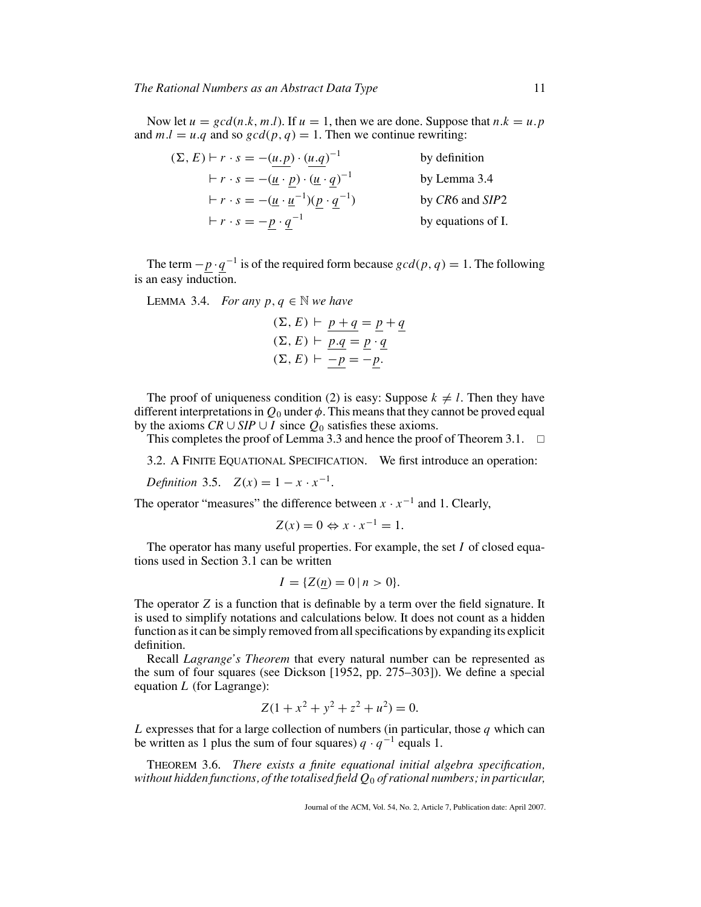Now let $u = gcd(n.k, m.l)$. If $u = 1$, then we are done. Suppose that $n.k = u.p$ and $m.l = u.q$ and so $gcd(p, q) = 1$. Then we continue rewriting:

$$
\begin{aligned}
(\Sigma, E) &\vdash r \cdot s = -(\underline{u.p}) \cdot (\underline{u.q})^{-1} && \text{by definition} \\
&\vdash r \cdot s = -(\underline{u} \cdot \underline{p}) \cdot (\underline{u} \cdot \underline{q})^{-1} && \text{by Lemma 3.4} \\
&\vdash r \cdot s = -(\underline{u} \cdot \underline{u}^{-1})(\underline{p} \cdot \underline{q}^{-1}) && \text{by } CR6 \text{ and } SIP2 \\
&\vdash r \cdot s = -\underline{p} \cdot \underline{q}^{-1} && \text{by equations of I.}
\end{aligned}
$$

The term $-\underline{p} \cdot \underline{q}^{-1}$ is of the required form because $gcd(p, q) = 1$. The following is an easy induction.

LEMMA 3.4. *For any $p, q \in \mathbb{N}$ we have*

$$
\begin{aligned}
(\Sigma, E) &\vdash \underline{p + q} = \underline{p} + \underline{q} \\
(\Sigma, E) &\vdash \underline{p.q} = \underline{p} \cdot \underline{q} \\
(\Sigma, E) &\vdash \underline{-p} = -\underline{p}.
\end{aligned}
$$

The proof of uniqueness condition (2) is easy: Suppose $k \neq l$. Then they have different interpretations in $Q_0$ under $\phi$. This means that they cannot be proved equal by the axioms $CR \cup SIP \cup I$ since $Q_0$ satisfies these axioms.

This completes the proof of Lemma 3.3 and hence the proof of Theorem 3.1. □

### 3.2. A Finite Equational Specification.

We first introduce an operation:

*Definition* 3.5. $Z(x) = 1 - x \cdot x^{-1}$.

The operator "measures" the difference between $x \cdot x^{-1}$ and 1. Clearly,

$$Z(x) = 0 \Leftrightarrow x \cdot x^{-1} = 1.$$

The operator has many useful properties. For example, the set $I$ of closed equations used in Section 3.1 can be written

$$I = \{Z(\underline{n}) = 0 \mid n > 0\}.$$

The operator $Z$ is a function that is definable by a term over the field signature. It is used to simplify notations and calculations below. It does not count as a hidden function as it can be simply removed from all specifications by expanding its explicit definition.

Recall *Lagrange's Theorem* that every natural number can be represented as the sum of four squares (see Dickson [1952, pp. 275–303]). We define a special equation $L$ (for Lagrange):

$$Z(1 + x^2 + y^2 + z^2 + u^2) = 0.$$

$L$ expresses that for a large collection of numbers (in particular, those $q$ which can be written as 1 plus the sum of four squares) $q \cdot q^{-1}$ equals 1.

THEOREM 3.6. *There exists a finite equational initial algebra specification, without hidden functions, of the totalised field $Q_0$ of rational numbers; in particular,*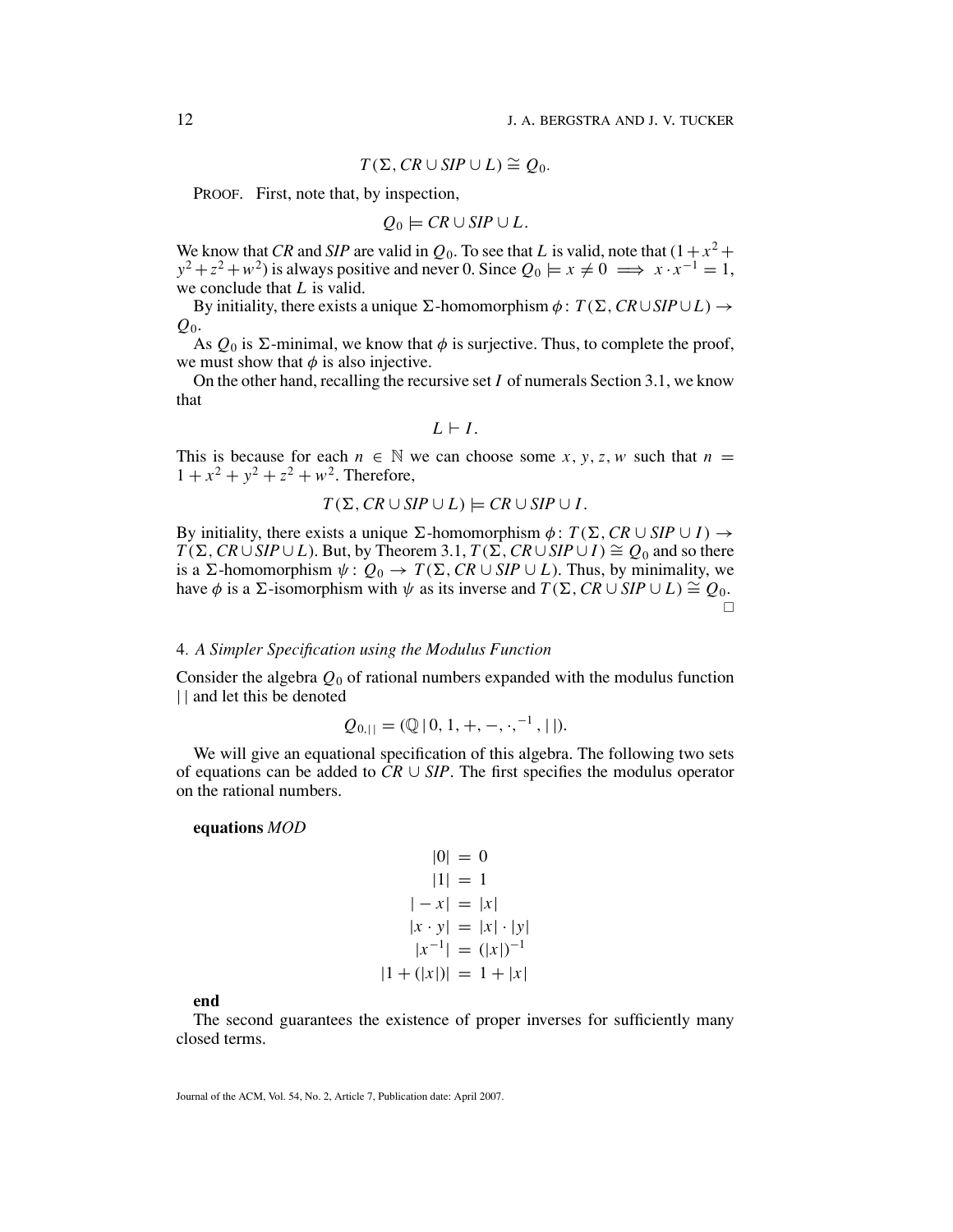$$T(\Sigma, CR \cup SIP \cup L) \cong Q_0.$$

PROOF. First, note that, by inspection,

$$Q_0 \models CR \cup SIP \cup L.$$

We know that *CR* and *SIP* are valid in $Q_0$. To see that $L$ is valid, note that $(1 + x^2 + y^2 + z^2 + w^2)$ is always positive and never 0. Since $Q_0 \models x \neq 0 \implies x \cdot x^{-1} = 1$, we conclude that $L$ is valid.

By initiality, there exists a unique $\Sigma$-homomorphism $\phi\colon T(\Sigma, CR \cup SIP \cup L) \rightarrow Q_0$.

As $Q_0$ is $\Sigma$-minimal, we know that $\phi$ is surjective. Thus, to complete the proof, we must show that $\phi$ is also injective.

On the other hand, recalling the recursive set $I$ of numerals Section 3.1, we know that

$$L \vdash I.$$

This is because for each $n \in \mathbb{N}$ we can choose some $x, y, z, w$ such that $n = 1 + x^2 + y^2 + z^2 + w^2$. Therefore,

$$T(\Sigma, CR \cup SIP \cup L) \models CR \cup SIP \cup I.$$

By initiality, there exists a unique $\Sigma$-homomorphism $\phi\colon T(\Sigma, CR \cup SIP \cup I) \rightarrow T(\Sigma, CR \cup SIP \cup L)$. But, by Theorem 3.1, $T(\Sigma, CR \cup SIP \cup I) \cong Q_0$ and so there is a $\Sigma$-homomorphism $\psi\colon Q_0 \rightarrow T(\Sigma, CR \cup SIP \cup L)$. Thus, by minimality, we have $\phi$ is a $\Sigma$-isomorphism with $\psi$ as its inverse and $T(\Sigma, CR \cup SIP \cup L) \cong Q_0$. □

## 4. *A Simpler Specification using the Modulus Function*

Consider the algebra $Q_0$ of rational numbers expanded with the modulus function $|\;|$ and let this be denoted

$$Q_{0,|\,|} = (\mathbb{Q} \mid 0, 1, +, -, \cdot, ^{-1}, |\;|).$$

We will give an equational specification of this algebra. The following two sets of equations can be added to $CR \cup SIP$. The first specifies the modulus operator on the rational numbers.

**equations** *MOD*

$$
\begin{aligned}
|0| &= 0 \\
|1| &= 1 \\
|-x| &= |x| \\
|x \cdot y| &= |x| \cdot |y| \\
|x^{-1}| &= (|x|)^{-1} \\
|1 + (|x|)| &= 1 + |x|
\end{aligned}
$$

**end**

The second guarantees the existence of proper inverses for sufficiently many closed terms.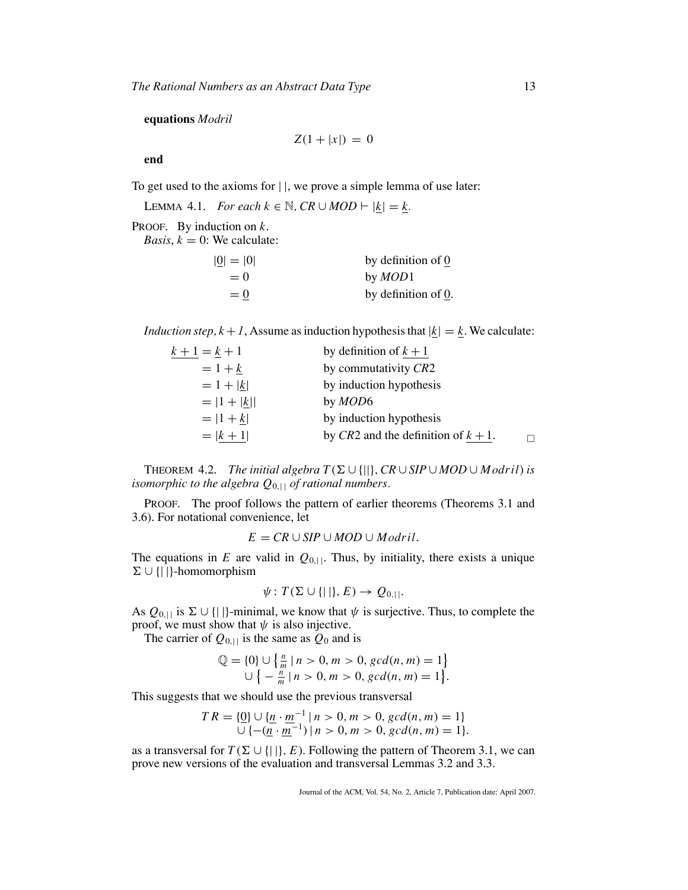**equations** *Modril*

$$Z(1 + |x|) = 0$$

**end**

To get used to the axioms for $|\,|$, we prove a simple lemma of use later:

LEMMA 4.1. *For each $k \in \mathbb{N}$, $CR \cup MOD \vdash |\underline{k}| = \underline{k}$.*

PROOF. By induction on $k$.
*Basis*, $k = 0$: We calculate:

$$\begin{aligned}
|\underline{0}| &= |0| && \text{by definition of } \underline{0}\\
&= 0 && \text{by } MOD1\\
&= \underline{0} && \text{by definition of } \underline{0}.
\end{aligned}$$

*Induction step, $k+1$*, Assume as induction hypothesis that $|\underline{k}| = \underline{k}$. We calculate:

$$\begin{aligned}
\underline{k+1} &= \underline{k} + 1 && \text{by definition of } \underline{k+1}\\
&= 1 + \underline{k} && \text{by commutativity } CR2\\
&= 1 + |\underline{k}| && \text{by induction hypothesis}\\
&= |1 + |\underline{k}|| && \text{by } MOD6\\
&= |1 + \underline{k}| && \text{by induction hypothesis}\\
&= |\underline{k+1}| && \text{by } CR2 \text{ and the definition of } \underline{k+1}.
\end{aligned}$$

$\square$

THEOREM 4.2. *The initial algebra $T(\Sigma \cup \{|\,|\}, CR \cup SIP \cup MOD \cup Modril)$ is isomorphic to the algebra $Q_{0,|\,|}$ of rational numbers.*

PROOF. The proof follows the pattern of earlier theorems (Theorems 3.1 and 3.6). For notational convenience, let

$$E = CR \cup SIP \cup MOD \cup Modril.$$

The equations in $E$ are valid in $Q_{0,|\,|}$. Thus, by initiality, there exists a unique $\Sigma \cup \{|\,|\}$-homomorphism

$$\psi : T(\Sigma \cup \{|\,|\}, E) \to Q_{0,|\,|}.$$

As $Q_{0,|\,|}$ is $\Sigma \cup \{|\,|\}$-minimal, we know that $\psi$ is surjective. Thus, to complete the proof, we must show that $\psi$ is also injective.

The carrier of $Q_{0,|\,|}$ is the same as $Q_0$ and is

$$\begin{aligned}
\mathbb{Q} = \{0\} &\cup \left\{ \tfrac{n}{m} \mid n > 0, m > 0, gcd(n, m) = 1 \right\}\\
&\cup \left\{ -\tfrac{n}{m} \mid n > 0, m > 0, gcd(n, m) = 1 \right\}.
\end{aligned}$$

This suggests that we should use the previous transversal

$$\begin{aligned}
TR = \{\underline{0}\} &\cup \{\underline{n} \cdot \underline{m}^{-1} \mid n > 0, m > 0, gcd(n, m) = 1\}\\
&\cup \{-(\underline{n} \cdot \underline{m}^{-1}) \mid n > 0, m > 0, gcd(n, m) = 1\}.
\end{aligned}$$

as a transversal for $T(\Sigma \cup \{|\,|\}, E)$. Following the pattern of Theorem 3.1, we can prove new versions of the evaluation and transversal Lemmas 3.2 and 3.3.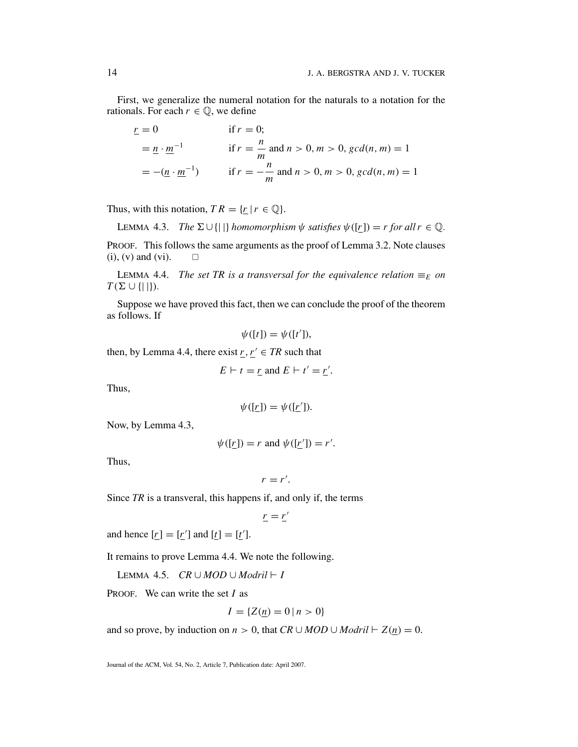First, we generalize the numeral notation for the naturals to a notation for the rationals. For each $r \in \mathbb{Q}$, we define

$$
\begin{aligned}
\underline{r} &= 0 && \text{if } r = 0; \\
&= \underline{n} \cdot \underline{m}^{-1} && \text{if } r = \frac{n}{m} \text{ and } n > 0, m > 0, gcd(n, m) = 1 \\
&= -(\underline{n} \cdot \underline{m}^{-1}) && \text{if } r = -\frac{n}{m} \text{ and } n > 0, m > 0, gcd(n, m) = 1
\end{aligned}
$$

Thus, with this notation, $TR = \{\underline{r} \mid r \in \mathbb{Q}\}$.

LEMMA 4.3. *The* $\Sigma \cup \{|\,|\}$ *homomorphism* $\psi$ *satisfies* $\psi([\underline{r}]) = r$ *for all* $r \in \mathbb{Q}$.

PROOF. This follows the same arguments as the proof of Lemma 3.2. Note clauses (i), (v) and (vi). □

LEMMA 4.4. *The set TR is a transversal for the equivalence relation* $\equiv_E$ *on* $T(\Sigma \cup \{|\,|\})$.

Suppose we have proved this fact, then we can conclude the proof of the theorem as follows. If

$$\psi([t]) = \psi([t']),$$

then, by Lemma 4.4, there exist $\underline{r}, \underline{r}' \in TR$ such that

$$E \vdash t = \underline{r} \text{ and } E \vdash t' = \underline{r}'.$$

Thus,

$$\psi([\underline{r}]) = \psi([\underline{r}']).$$

Now, by Lemma 4.3,

$$\psi([\underline{r}]) = r \text{ and } \psi([\underline{r}']) = r'.$$

Thus,

$$r = r'.$$

Since *TR* is a transveral, this happens if, and only if, the terms

$$\underline{r} = \underline{r}'$$

and hence $[\underline{r}] = [\underline{r}']$ and $[\underline{t}] = [\underline{t}']$.

It remains to prove Lemma 4.4. We note the following.

LEMMA 4.5. $CR \cup MOD \cup Modril \vdash I$

PROOF. We can write the set $I$ as

$$I = \{Z(\underline{n}) = 0 \mid n > 0\}$$

and so prove, by induction on $n > 0$, that $CR \cup MOD \cup Modril \vdash Z(\underline{n}) = 0$.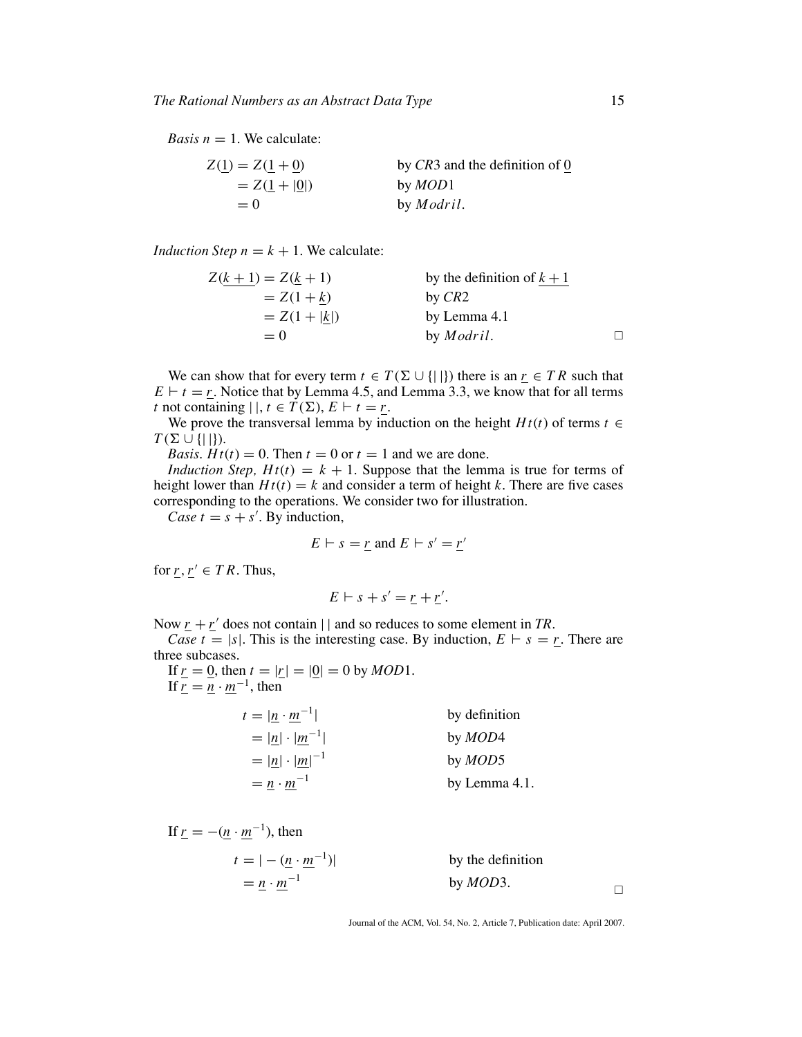*Basis* $n = 1$. We calculate:

$$
\begin{aligned}
Z(\underline{1}) &= Z(\underline{1} + \underline{0}) && \text{by } CR3 \text{ and the definition of } \underline{0} \\
&= Z(\underline{1} + |\underline{0}|) && \text{by } MOD1 \\
&= 0 && \text{by } Modril.
\end{aligned}
$$

*Induction Step* $n = k + 1$. We calculate:

$$
\begin{aligned}
Z(\underline{k+1}) &= Z(\underline{k} + 1) && \text{by the definition of } \underline{k+1} \\
&= Z(1 + \underline{k}) && \text{by } CR2 \\
&= Z(1 + |\underline{k}|) && \text{by Lemma 4.1} \\
&= 0 && \text{by } Modril.
\end{aligned}
$$

□

We can show that for every term $t \in T(\Sigma \cup \{|\,|\})$ there is an $\underline{r} \in TR$ such that $E \vdash t = \underline{r}$. Notice that by Lemma 4.5, and Lemma 3.3, we know that for all terms $t$ not containing $|\,|$, $t \in T(\Sigma)$, $E \vdash t = \underline{r}$.

We prove the transversal lemma by induction on the height $Ht(t)$ of terms $t \in T(\Sigma \cup \{|\,|\})$.

*Basis.* $Ht(t) = 0$. Then $t = 0$ or $t = 1$ and we are done.

*Induction Step,* $Ht(t) = k + 1$. Suppose that the lemma is true for terms of height lower than $Ht(t) = k$ and consider a term of height $k$. There are five cases corresponding to the operations. We consider two for illustration.

*Case* $t = s + s'$. By induction,

$$E \vdash s = \underline{r} \text{ and } E \vdash s' = \underline{r}'$$

for $\underline{r}, \underline{r}' \in TR$. Thus,

$$E \vdash s + s' = \underline{r} + \underline{r}'.$$

Now $\underline{r} + \underline{r}'$ does not contain $|\,|$ and so reduces to some element in *TR*.

*Case* $t = |s|$. This is the interesting case. By induction, $E \vdash s = \underline{r}$. There are three subcases.

If $\underline{r} = \underline{0}$, then $t = |\underline{r}| = |\underline{0}| = 0$ by *MOD*1.

If $\underline{r} = \underline{n} \cdot \underline{m}^{-1}$, then

$$
\begin{aligned}
t &= |\underline{n} \cdot \underline{m}^{-1}| && \text{by definition} \\
&= |\underline{n}| \cdot |\underline{m}^{-1}| && \text{by } MOD4 \\
&= |\underline{n}| \cdot |\underline{m}|^{-1} && \text{by } MOD5 \\
&= \underline{n} \cdot \underline{m}^{-1} && \text{by Lemma 4.1.}
\end{aligned}
$$

If $\underline{r} = -(\underline{n} \cdot \underline{m}^{-1})$, then

$$
\begin{aligned}
t &= |-(\underline{n} \cdot \underline{m}^{-1})| && \text{by the definition} \\
&= \underline{n} \cdot \underline{m}^{-1} && \text{by } MOD3.
\end{aligned}
$$

□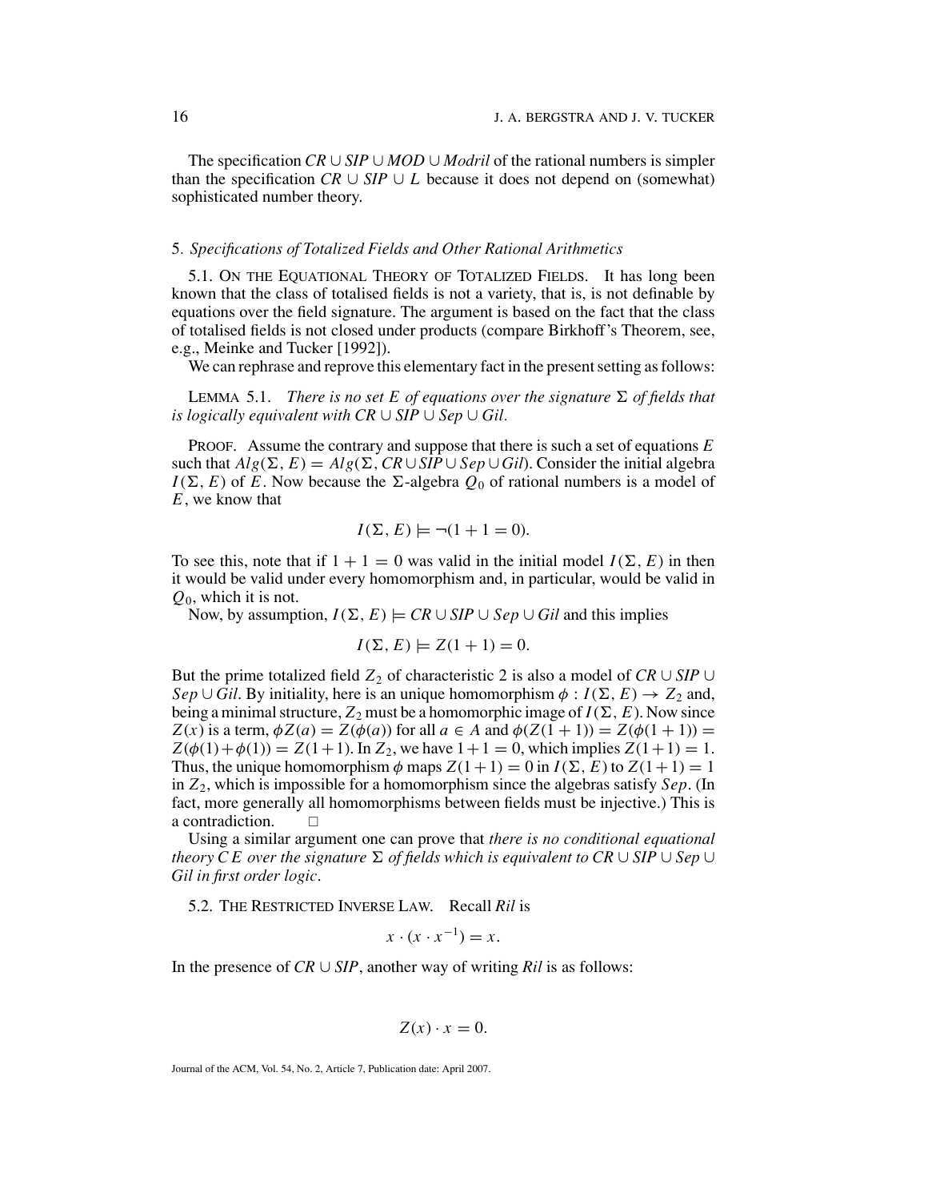The specification $CR \cup SIP \cup MOD \cup Modril$ of the rational numbers is simpler than the specification $CR \cup SIP \cup L$ because it does not depend on (somewhat) sophisticated number theory.

## 5. *Specifications of Totalized Fields and Other Rational Arithmetics*

5.1. ON THE EQUATIONAL THEORY OF TOTALIZED FIELDS. It has long been known that the class of totalised fields is not a variety, that is, is not definable by equations over the field signature. The argument is based on the fact that the class of totalised fields is not closed under products (compare Birkhoff's Theorem, see, e.g., Meinke and Tucker [1992]).

We can rephrase and reprove this elementary fact in the present setting as follows:

LEMMA 5.1. *There is no set $E$ of equations over the signature $\Sigma$ of fields that is logically equivalent with $CR \cup SIP \cup Sep \cup Gil$.*

PROOF. Assume the contrary and suppose that there is such a set of equations $E$ such that $Alg(\Sigma, E) = Alg(\Sigma, CR \cup SIP \cup Sep \cup Gil)$. Consider the initial algebra $I(\Sigma, E)$ of $E$. Now because the $\Sigma$-algebra $Q_0$ of rational numbers is a model of $E$, we know that

$$I(\Sigma, E) \models \neg(1 + 1 = 0).$$

To see this, note that if $1 + 1 = 0$ was valid in the initial model $I(\Sigma, E)$ in then it would be valid under every homomorphism and, in particular, would be valid in $Q_0$, which it is not.

Now, by assumption, $I(\Sigma, E) \models CR \cup SIP \cup Sep \cup Gil$ and this implies

$$I(\Sigma, E) \models Z(1 + 1) = 0.$$

But the prime totalized field $Z_2$ of characteristic 2 is also a model of $CR \cup SIP \cup Sep \cup Gil$. By initiality, here is an unique homomorphism $\phi : I(\Sigma, E) \to Z_2$ and, being a minimal structure, $Z_2$ must be a homomorphic image of $I(\Sigma, E)$. Now since $Z(x)$ is a term, $\phi Z(a) = Z(\phi(a))$ for all $a \in A$ and $\phi(Z(1 + 1)) = Z(\phi(1 + 1)) = Z(\phi(1) + \phi(1)) = Z(1 + 1)$. In $Z_2$, we have $1 + 1 = 0$, which implies $Z(1 + 1) = 1$. Thus, the unique homomorphism $\phi$ maps $Z(1 + 1) = 0$ in $I(\Sigma, E)$ to $Z(1 + 1) = 1$ in $Z_2$, which is impossible for a homomorphism since the algebras satisfy $Sep$. (In fact, more generally all homomorphisms between fields must be injective.) This is a contradiction. $\square$

Using a similar argument one can prove that *there is no conditional equational theory $CE$ over the signature $\Sigma$ of fields which is equivalent to $CR \cup SIP \cup Sep \cup Gil$ in first order logic*.

5.2. THE RESTRICTED INVERSE LAW. Recall *Ril* is

$$x \cdot (x \cdot x^{-1}) = x.$$

In the presence of $CR \cup SIP$, another way of writing *Ril* is as follows:

$$Z(x) \cdot x = 0.$$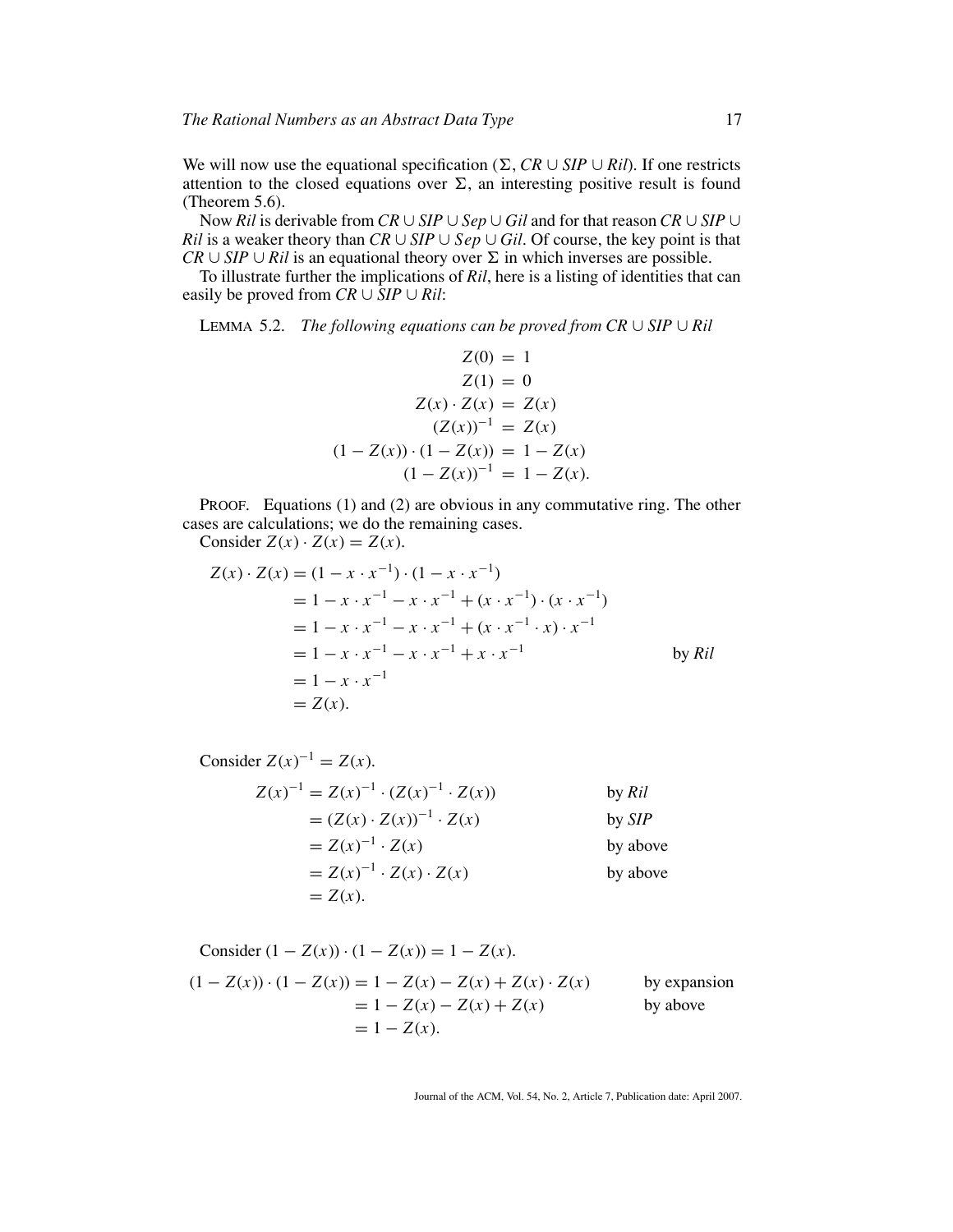We will now use the equational specification ($\Sigma$, $CR \cup SIP \cup Ril$). If one restricts attention to the closed equations over $\Sigma$, an interesting positive result is found (Theorem 5.6).

Now *Ril* is derivable from $CR \cup SIP \cup Sep \cup Gil$ and for that reason $CR \cup SIP \cup Ril$ is a weaker theory than $CR \cup SIP \cup Sep \cup Gil$. Of course, the key point is that $CR \cup SIP \cup Ril$ is an equational theory over $\Sigma$ in which inverses are possible.

To illustrate further the implications of *Ril*, here is a listing of identities that can easily be proved from $CR \cup SIP \cup Ril$:

LEMMA 5.2. *The following equations can be proved from* $CR \cup SIP \cup Ril$

$$
\begin{aligned}
Z(0) &= 1\\
Z(1) &= 0\\
Z(x) \cdot Z(x) &= Z(x)\\
(Z(x))^{-1} &= Z(x)\\
(1 - Z(x)) \cdot (1 - Z(x)) &= 1 - Z(x)\\
(1 - Z(x))^{-1} &= 1 - Z(x).
\end{aligned}
$$

PROOF. Equations (1) and (2) are obvious in any commutative ring. The other cases are calculations; we do the remaining cases.

Consider $Z(x) \cdot Z(x) = Z(x)$.

$$
\begin{aligned}
Z(x) \cdot Z(x) &= (1 - x \cdot x^{-1}) \cdot (1 - x \cdot x^{-1})\\
&= 1 - x \cdot x^{-1} - x \cdot x^{-1} + (x \cdot x^{-1}) \cdot (x \cdot x^{-1})\\
&= 1 - x \cdot x^{-1} - x \cdot x^{-1} + (x \cdot x^{-1} \cdot x) \cdot x^{-1}\\
&= 1 - x \cdot x^{-1} - x \cdot x^{-1} + x \cdot x^{-1} && \text{by } Ril\\
&= 1 - x \cdot x^{-1}\\
&= Z(x).
\end{aligned}
$$

Consider $Z(x)^{-1} = Z(x)$.

$$
\begin{aligned}
Z(x)^{-1} &= Z(x)^{-1} \cdot (Z(x)^{-1} \cdot Z(x)) && \text{by } Ril\\
&= (Z(x) \cdot Z(x))^{-1} \cdot Z(x) && \text{by } SIP\\
&= Z(x)^{-1} \cdot Z(x) && \text{by above}\\
&= Z(x)^{-1} \cdot Z(x) \cdot Z(x) && \text{by above}\\
&= Z(x).
\end{aligned}
$$

Consider $(1 - Z(x)) \cdot (1 - Z(x)) = 1 - Z(x)$.

$$
\begin{aligned}
(1 - Z(x)) \cdot (1 - Z(x)) &= 1 - Z(x) - Z(x) + Z(x) \cdot Z(x) && \text{by expansion}\\
&= 1 - Z(x) - Z(x) + Z(x) && \text{by above}\\
&= 1 - Z(x).
\end{aligned}
$$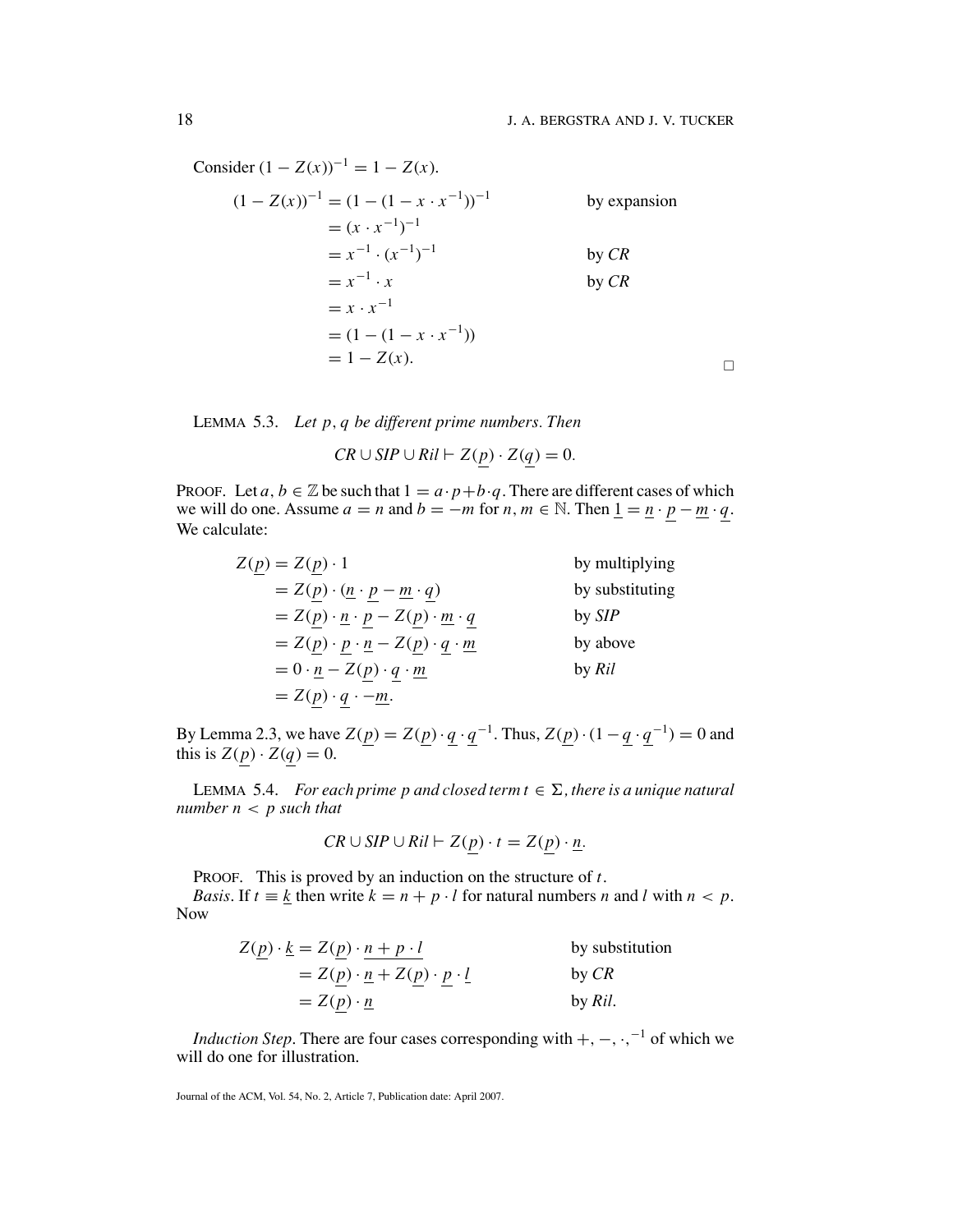Consider $(1 - Z(x))^{-1} = 1 - Z(x)$.

$$
\begin{aligned}
(1 - Z(x))^{-1} &= (1 - (1 - x \cdot x^{-1}))^{-1} && \text{by expansion} \\
&= (x \cdot x^{-1})^{-1} \\
&= x^{-1} \cdot (x^{-1})^{-1} && \text{by } CR \\
&= x^{-1} \cdot x && \text{by } CR \\
&= x \cdot x^{-1} \\
&= (1 - (1 - x \cdot x^{-1})) \\
&= 1 - Z(x).
\end{aligned}
$$

□

LEMMA 5.3. *Let $p, q$ be different prime numbers. Then*

$$CR \cup SIP \cup Ril \vdash Z(\underline{p}) \cdot Z(\underline{q}) = 0.$$

PROOF. Let $a, b \in \mathbb{Z}$ be such that $1 = a \cdot p + b \cdot q$. There are different cases of which we will do one. Assume $a = n$ and $b = -m$ for $n, m \in \mathbb{N}$. Then $\underline{1} = \underline{n} \cdot \underline{p} - \underline{m} \cdot \underline{q}$. We calculate:

$$
\begin{aligned}
Z(\underline{p}) &= Z(\underline{p}) \cdot 1 && \text{by multiplying} \\
&= Z(\underline{p}) \cdot (\underline{n} \cdot \underline{p} - \underline{m} \cdot \underline{q}) && \text{by substituting} \\
&= Z(\underline{p}) \cdot \underline{n} \cdot \underline{p} - Z(\underline{p}) \cdot \underline{m} \cdot \underline{q} && \text{by } SIP \\
&= Z(\underline{p}) \cdot \underline{p} \cdot \underline{n} - Z(\underline{p}) \cdot \underline{q} \cdot \underline{m} && \text{by above} \\
&= 0 \cdot \underline{n} - Z(\underline{p}) \cdot \underline{q} \cdot \underline{m} && \text{by } Ril \\
&= Z(\underline{p}) \cdot \underline{q} \cdot -\underline{m}.
\end{aligned}
$$

By Lemma 2.3, we have $Z(\underline{p}) = Z(\underline{p}) \cdot \underline{q} \cdot \underline{q}^{-1}$. Thus, $Z(\underline{p}) \cdot (1 - \underline{q} \cdot \underline{q}^{-1}) = 0$ and this is $Z(\underline{p}) \cdot Z(\underline{q}) = 0$.

LEMMA 5.4. *For each prime $p$ and closed term $t \in \Sigma$, there is a unique natural number $n < p$ such that*

$$CR \cup SIP \cup Ril \vdash Z(\underline{p}) \cdot t = Z(\underline{p}) \cdot \underline{n}.$$

PROOF. This is proved by an induction on the structure of $t$.

*Basis*. If $t \equiv \underline{k}$ then write $k = n + p \cdot l$ for natural numbers $n$ and $l$ with $n < p$. Now

$$
\begin{aligned}
Z(\underline{p}) \cdot \underline{k} &= Z(\underline{p}) \cdot \underline{n + p \cdot l} && \text{by substitution} \\
&= Z(\underline{p}) \cdot \underline{n} + Z(\underline{p}) \cdot \underline{p} \cdot \underline{l} && \text{by } CR \\
&= Z(\underline{p}) \cdot \underline{n} && \text{by } Ril.
\end{aligned}
$$

*Induction Step*. There are four cases corresponding with $+, -, \cdot, ^{-1}$ of which we will do one for illustration.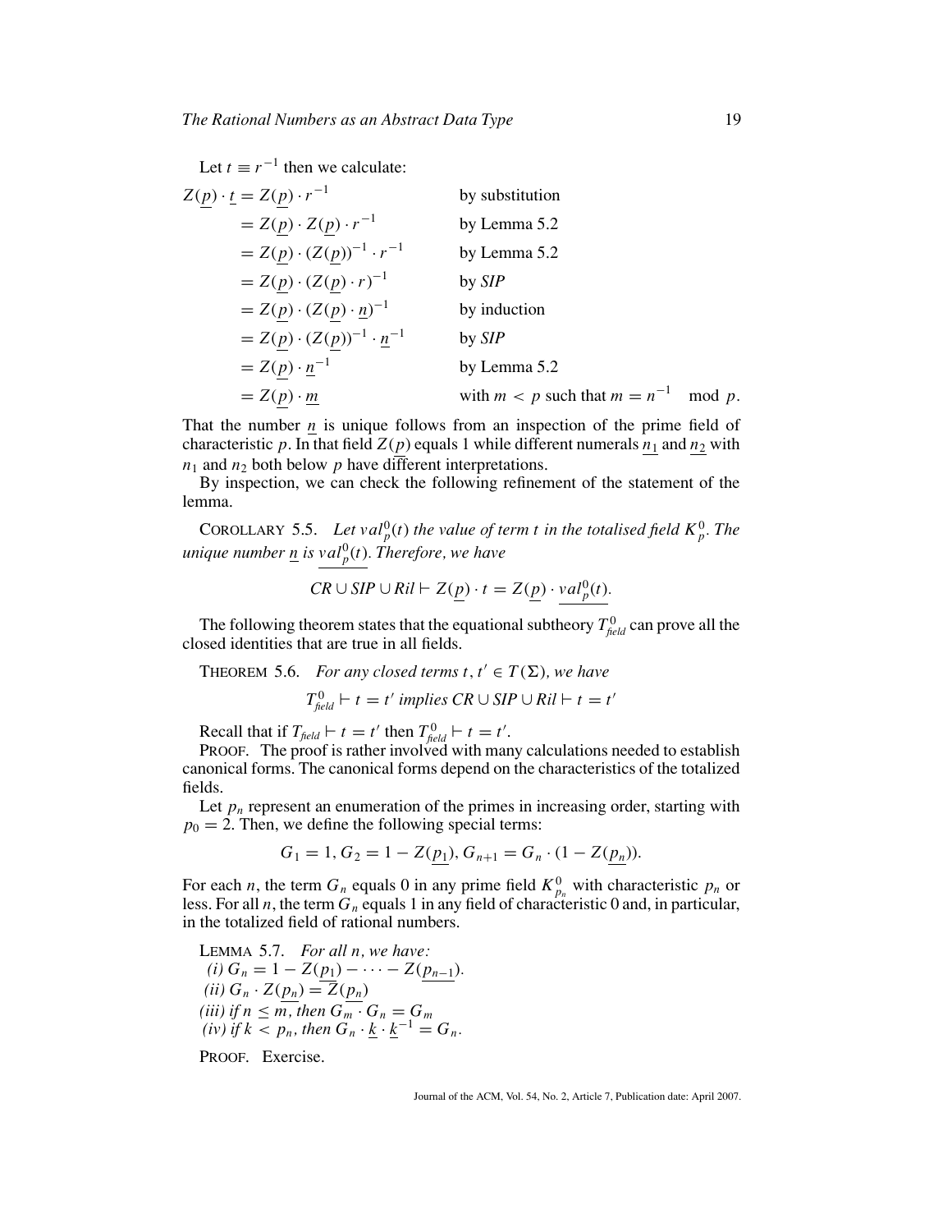Let $t \equiv r^{-1}$ then we calculate:

$$
\begin{aligned}
Z(\underline{p}) \cdot \underline{t} &= Z(\underline{p}) \cdot r^{-1} && \text{by substitution} \\
&= Z(\underline{p}) \cdot Z(\underline{p}) \cdot r^{-1} && \text{by Lemma 5.2} \\
&= Z(\underline{p}) \cdot (Z(\underline{p}))^{-1} \cdot r^{-1} && \text{by Lemma 5.2} \\
&= Z(\underline{p}) \cdot (Z(\underline{p}) \cdot r)^{-1} && \text{by } \mathit{SIP} \\
&= Z(\underline{p}) \cdot (Z(\underline{p}) \cdot \underline{n})^{-1} && \text{by induction} \\
&= Z(\underline{p}) \cdot (Z(\underline{p}))^{-1} \cdot \underline{n}^{-1} && \text{by } \mathit{SIP} \\
&= Z(\underline{p}) \cdot \underline{n}^{-1} && \text{by Lemma 5.2} \\
&= Z(\underline{p}) \cdot \underline{m} && \text{with } m < p \text{ such that } m = n^{-1} \mod p.
\end{aligned}
$$

That the number $\underline{n}$ is unique follows from an inspection of the prime field of characteristic $p$. In that field $Z(\underline{p})$ equals 1 while different numerals $\underline{n_1}$ and $\underline{n_2}$ with $n_1$ and $n_2$ both below $p$ have different interpretations.

By inspection, we can check the following refinement of the statement of the lemma.

COROLLARY 5.5. *Let $val_p^0(t)$ the value of term $t$ in the totalised field $K_p^0$. The unique number $\underline{n}$ is $\underline{val_p^0(t)}$. Therefore, we have*

$$
CR \cup SIP \cup Ril \vdash Z(\underline{p}) \cdot t = Z(\underline{p}) \cdot \underline{val_p^0(t)}.
$$

The following theorem states that the equational subtheory $T^0_{\mathit{field}}$ can prove all the closed identities that are true in all fields.

THEOREM 5.6. *For any closed terms $t, t' \in T(\Sigma)$, we have*

$$
T^0_{\mathit{field}} \vdash t = t' \text{ implies } CR \cup SIP \cup Ril \vdash t = t'
$$

Recall that if $T_{\mathit{field}} \vdash t = t'$ then $T^0_{\mathit{field}} \vdash t = t'$.

PROOF. The proof is rather involved with many calculations needed to establish canonical forms. The canonical forms depend on the characteristics of the totalized fields.

Let $p_n$ represent an enumeration of the primes in increasing order, starting with $p_0 = 2$. Then, we define the following special terms:

$$
G_1 = 1, G_2 = 1 - Z(\underline{p_1}), G_{n+1} = G_n \cdot (1 - Z(\underline{p_n})).
$$

For each $n$, the term $G_n$ equals 0 in any prime field $K^0_{p_n}$ with characteristic $p_n$ or less. For all $n$, the term $G_n$ equals 1 in any field of characteristic 0 and, in particular, in the totalized field of rational numbers.

LEMMA 5.7. *For all $n$, we have:*
*(i) $G_n = 1 - Z(\underline{p_1}) - \cdots - Z(\underline{p_{n-1}})$.*
*(ii) $G_n \cdot Z(\underline{p_n}) = \overline{Z}(\underline{p_n})$*
*(iii) if $n \leq m$, then $G_m \cdot G_n = G_m$*
*(iv) if $k < p_n$, then $G_n \cdot \underline{k} \cdot \underline{k}^{-1} = G_n$.*

PROOF. Exercise.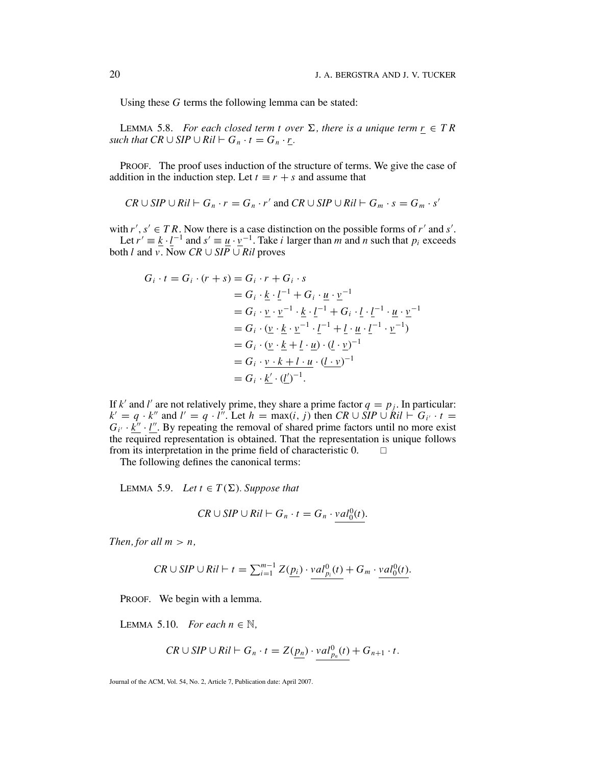Using these $G$ terms the following lemma can be stated:

LEMMA 5.8. *For each closed term $t$ over $\Sigma$, there is a unique term $\underline{r} \in TR$ such that $CR \cup SIP \cup Ril \vdash G_n \cdot t = G_n \cdot \underline{r}$.*

PROOF. The proof uses induction of the structure of terms. We give the case of addition in the induction step. Let $t \equiv r + s$ and assume that

$$CR \cup SIP \cup Ril \vdash G_n \cdot r = G_n \cdot r' \text{ and } CR \cup SIP \cup Ril \vdash G_m \cdot s = G_m \cdot s'$$

with $r', s' \in TR$. Now there is a case distinction on the possible forms of $r'$ and $s'$.

Let $r' \equiv \underline{k} \cdot \underline{l}^{-1}$ and $s' \equiv \underline{u} \cdot \underline{v}^{-1}$. Take $i$ larger than $m$ and $n$ such that $p_i$ exceeds both $l$ and $v$. Now $CR \cup SIP \cup Ril$ proves

$$\begin{aligned}
G_i \cdot t = G_i \cdot (r + s) &= G_i \cdot r + G_i \cdot s \\
&= G_i \cdot \underline{k} \cdot \underline{l}^{-1} + G_i \cdot \underline{u} \cdot \underline{v}^{-1} \\
&= G_i \cdot \underline{v} \cdot \underline{v}^{-1} \cdot \underline{k} \cdot \underline{l}^{-1} + G_i \cdot \underline{l} \cdot \underline{l}^{-1} \cdot \underline{u} \cdot \underline{v}^{-1} \\
&= G_i \cdot (\underline{v} \cdot \underline{k} \cdot \underline{v}^{-1} \cdot \underline{l}^{-1} + \underline{l} \cdot \underline{u} \cdot \underline{l}^{-1} \cdot \underline{v}^{-1}) \\
&= G_i \cdot (\underline{v} \cdot \underline{k} + \underline{l} \cdot \underline{u}) \cdot (\underline{l} \cdot \underline{v})^{-1} \\
&= G_i \cdot \underline{v \cdot k + l \cdot u} \cdot (\underline{l \cdot v})^{-1} \\
&= G_i \cdot \underline{k'} \cdot (\underline{l'})^{-1}.
\end{aligned}$$

If $k'$ and $l'$ are not relatively prime, they share a prime factor $q = p_j$. In particular: $k' = q \cdot k''$ and $l' = q \cdot l''$. Let $h = \max(i, j)$ then $CR \cup SIP \cup Ril \vdash G_{i'} \cdot t = G_{i'} \cdot \underline{k''} \cdot \underline{l''}$. By repeating the removal of shared prime factors until no more exist the required representation is obtained. That the representation is unique follows from its interpretation in the prime field of characteristic 0. □

The following defines the canonical terms:

LEMMA 5.9. *Let $t \in T(\Sigma)$. Suppose that*

$$CR \cup SIP \cup Ril \vdash G_n \cdot t = G_n \cdot \underline{val_0^0(t)}.$$

*Then, for all $m > n$,*

$$CR \cup SIP \cup Ril \vdash t = \textstyle\sum_{i=1}^{m-1} Z(\underline{p_i}) \cdot \underline{val_{p_i}^0(t)} + G_m \cdot \underline{val_0^0(t)}.$$

PROOF. We begin with a lemma.

LEMMA 5.10. *For each $n \in \mathbb{N}$,*

$$CR \cup SIP \cup Ril \vdash G_n \cdot t = Z(\underline{p_n}) \cdot \underline{val_{p_n}^0(t)} + G_{n+1} \cdot t.$$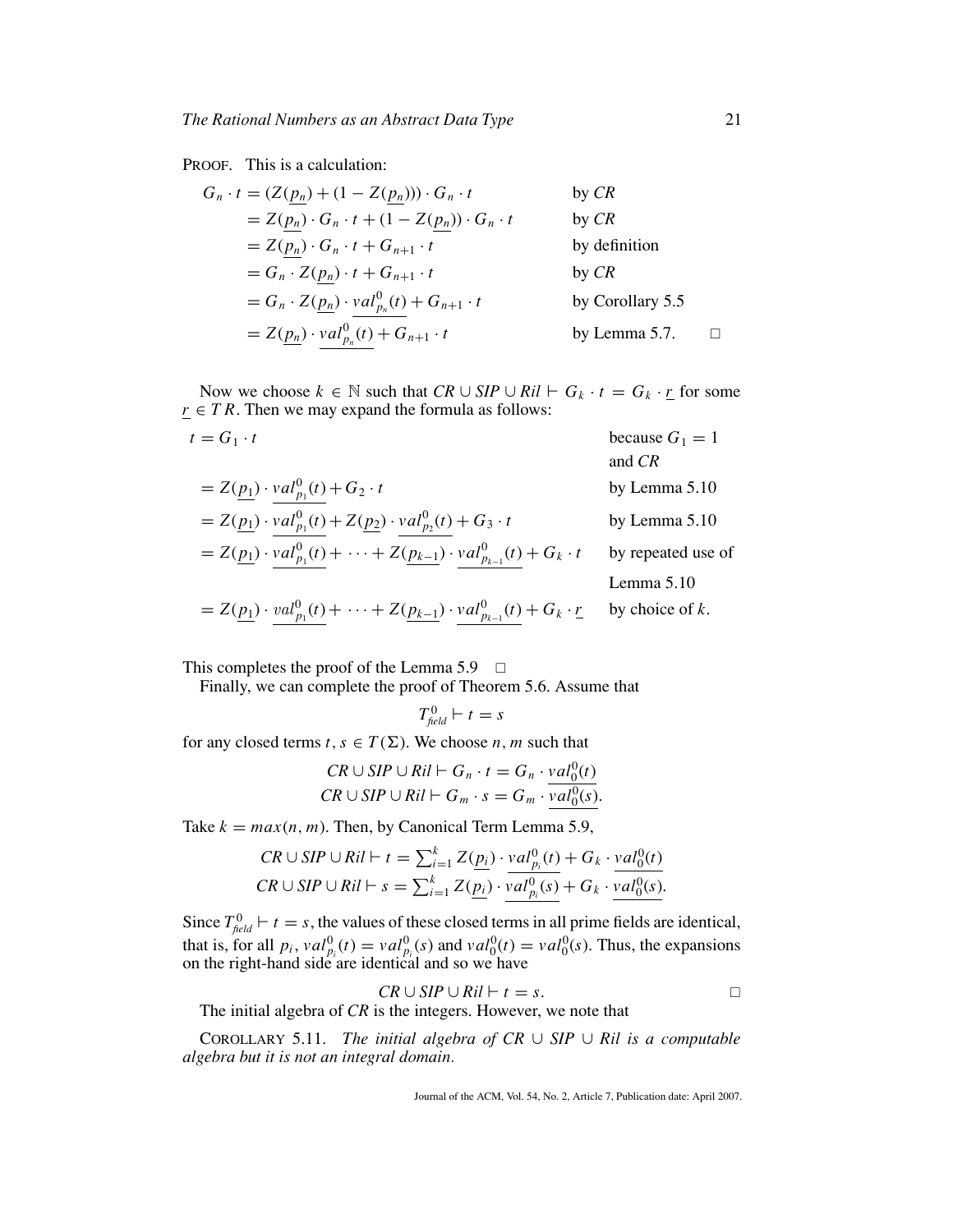PROOF. This is a calculation:

$$
\begin{aligned}
G_n \cdot t &= (Z(\underline{p_n}) + (1 - Z(\underline{p_n}))) \cdot G_n \cdot t && \text{by } CR \\
&= Z(\underline{p_n}) \cdot G_n \cdot t + (1 - Z(\underline{p_n})) \cdot G_n \cdot t && \text{by } CR \\
&= Z(\underline{p_n}) \cdot G_n \cdot t + G_{n+1} \cdot t && \text{by definition} \\
&= G_n \cdot Z(\underline{p_n}) \cdot t + G_{n+1} \cdot t && \text{by } CR \\
&= G_n \cdot Z(\underline{p_n}) \cdot \underline{val^0_{p_n}(t)} + G_{n+1} \cdot t && \text{by Corollary 5.5} \\
&= Z(\underline{p_n}) \cdot \underline{val^0_{p_n}(t)} + G_{n+1} \cdot t && \text{by Lemma 5.7.} \quad \square
\end{aligned}
$$

Now we choose $k \in \mathbb{N}$ such that $CR \cup SIP \cup Ril \vdash G_k \cdot t = G_k \cdot \underline{r}$ for some $\underline{r} \in TR$. Then we may expand the formula as follows:

$$
\begin{aligned}
t &= G_1 \cdot t && \text{because } G_1 = 1 \text{ and } CR \\
&= Z(\underline{p_1}) \cdot \underline{val^0_{p_1}(t)} + G_2 \cdot t && \text{by Lemma 5.10} \\
&= Z(\underline{p_1}) \cdot \underline{val^0_{p_1}(t)} + Z(\underline{p_2}) \cdot \underline{val^0_{p_2}(t)} + G_3 \cdot t && \text{by Lemma 5.10} \\
&= Z(\underline{p_1}) \cdot \underline{val^0_{p_1}(t)} + \cdots + Z(\underline{p_{k-1}}) \cdot \underline{val^0_{p_{k-1}}(t)} + G_k \cdot t && \text{by repeated use of Lemma 5.10} \\
&= Z(\underline{p_1}) \cdot \underline{val^0_{p_1}(t)} + \cdots + Z(\underline{p_{k-1}}) \cdot \underline{val^0_{p_{k-1}}(t)} + G_k \cdot \underline{r} && \text{by choice of } k.
\end{aligned}
$$

This completes the proof of the Lemma 5.9 $\square$

Finally, we can complete the proof of Theorem 5.6. Assume that

$$T^0_{field} \vdash t = s$$

for any closed terms $t, s \in T(\Sigma)$. We choose $n, m$ such that

$$CR \cup SIP \cup Ril \vdash G_n \cdot t = G_n \cdot \underline{val^0_0(t)}$$
$$CR \cup SIP \cup Ril \vdash G_m \cdot s = G_m \cdot \underline{val^0_0(s)}.$$

Take $k = max(n, m)$. Then, by Canonical Term Lemma 5.9,

$$CR \cup SIP \cup Ril \vdash t = \textstyle\sum_{i=1}^{k} Z(\underline{p_i}) \cdot \underline{val^0_{p_i}(t)} + G_k \cdot \underline{val^0_0(t)}$$
$$CR \cup SIP \cup Ril \vdash s = \textstyle\sum_{i=1}^{k} Z(\underline{p_i}) \cdot \underline{val^0_{p_i}(s)} + G_k \cdot \underline{val^0_0(s)}.$$

Since $T^0_{field} \vdash t = s$, the values of these closed terms in all prime fields are identical, that is, for all $p_i$, $val^0_{p_i}(t) = val^0_{p_i}(s)$ and $val^0_0(t) = val^0_0(s)$. Thus, the expansions on the right-hand side are identical and so we have

$$CR \cup SIP \cup Ril \vdash t = s. \qquad \square$$

The initial algebra of $CR$ is the integers. However, we note that

COROLLARY 5.11. *The initial algebra of $CR \cup SIP \cup Ril$ is a computable algebra but it is not an integral domain.*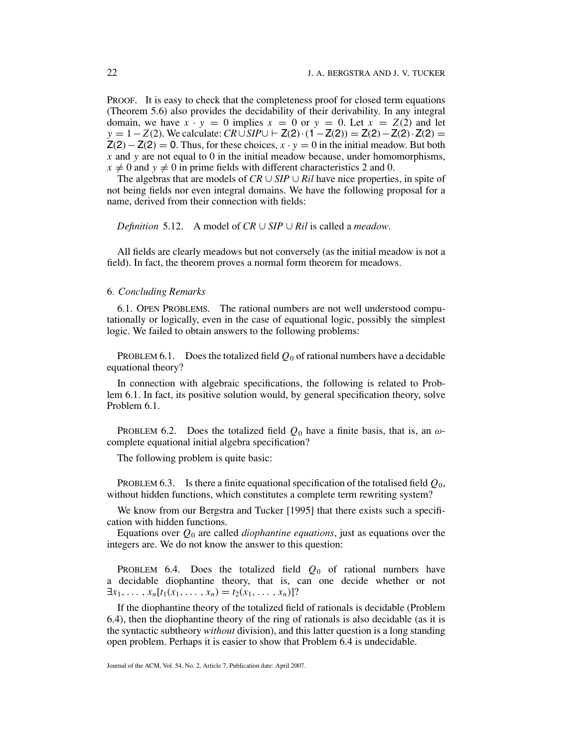PROOF. It is easy to check that the completeness proof for closed term equations (Theorem 5.6) also provides the decidability of their derivability. In any integral domain, we have $x \cdot y = 0$ implies $x = 0$ or $y = 0$. Let $x = Z(2)$ and let $y = 1 - Z(2)$. We calculate: $CR \cup SIP \cup \vdash \mathsf{Z}(2) \cdot (1 - \mathsf{Z}(2)) = \mathsf{Z}(2) - \mathsf{Z}(2) \cdot \mathsf{Z}(2) = \mathsf{Z}(2) - \mathsf{Z}(2) = 0$. Thus, for these choices, $x \cdot y = 0$ in the initial meadow. But both $x$ and $y$ are not equal to 0 in the initial meadow because, under homomorphisms, $x \neq 0$ and $y \neq 0$ in prime fields with different characteristics 2 and 0.

The algebras that are models of $CR \cup SIP \cup Ril$ have nice properties, in spite of not being fields nor even integral domains. We have the following proposal for a name, derived from their connection with fields:

*Definition* 5.12. A model of $CR \cup SIP \cup Ril$ is called a *meadow*.

All fields are clearly meadows but not conversely (as the initial meadow is not a field). In fact, the theorem proves a normal form theorem for meadows.

## 6. *Concluding Remarks*

6.1. OPEN PROBLEMS. The rational numbers are not well understood computationally or logically, even in the case of equational logic, possibly the simplest logic. We failed to obtain answers to the following problems:

PROBLEM 6.1. Does the totalized field $Q_0$ of rational numbers have a decidable equational theory?

In connection with algebraic specifications, the following is related to Problem 6.1. In fact, its positive solution would, by general specification theory, solve Problem 6.1.

PROBLEM 6.2. Does the totalized field $Q_0$ have a finite basis, that is, an $\omega$-complete equational initial algebra specification?

The following problem is quite basic:

PROBLEM 6.3. Is there a finite equational specification of the totalised field $Q_0$, without hidden functions, which constitutes a complete term rewriting system?

We know from our Bergstra and Tucker [1995] that there exists such a specification with hidden functions.

Equations over $Q_0$ are called *diophantine equations*, just as equations over the integers are. We do not know the answer to this question:

PROBLEM 6.4. Does the totalized field $Q_0$ of rational numbers have a decidable diophantine theory, that is, can one decide whether or not $\exists x_1, \ldots, x_n[t_1(x_1, \ldots, x_n) = t_2(x_1, \ldots, x_n)]$?

If the diophantine theory of the totalized field of rationals is decidable (Problem 6.4), then the diophantine theory of the ring of rationals is also decidable (as it is the syntactic subtheory *without* division), and this latter question is a long standing open problem. Perhaps it is easier to show that Problem 6.4 is undecidable.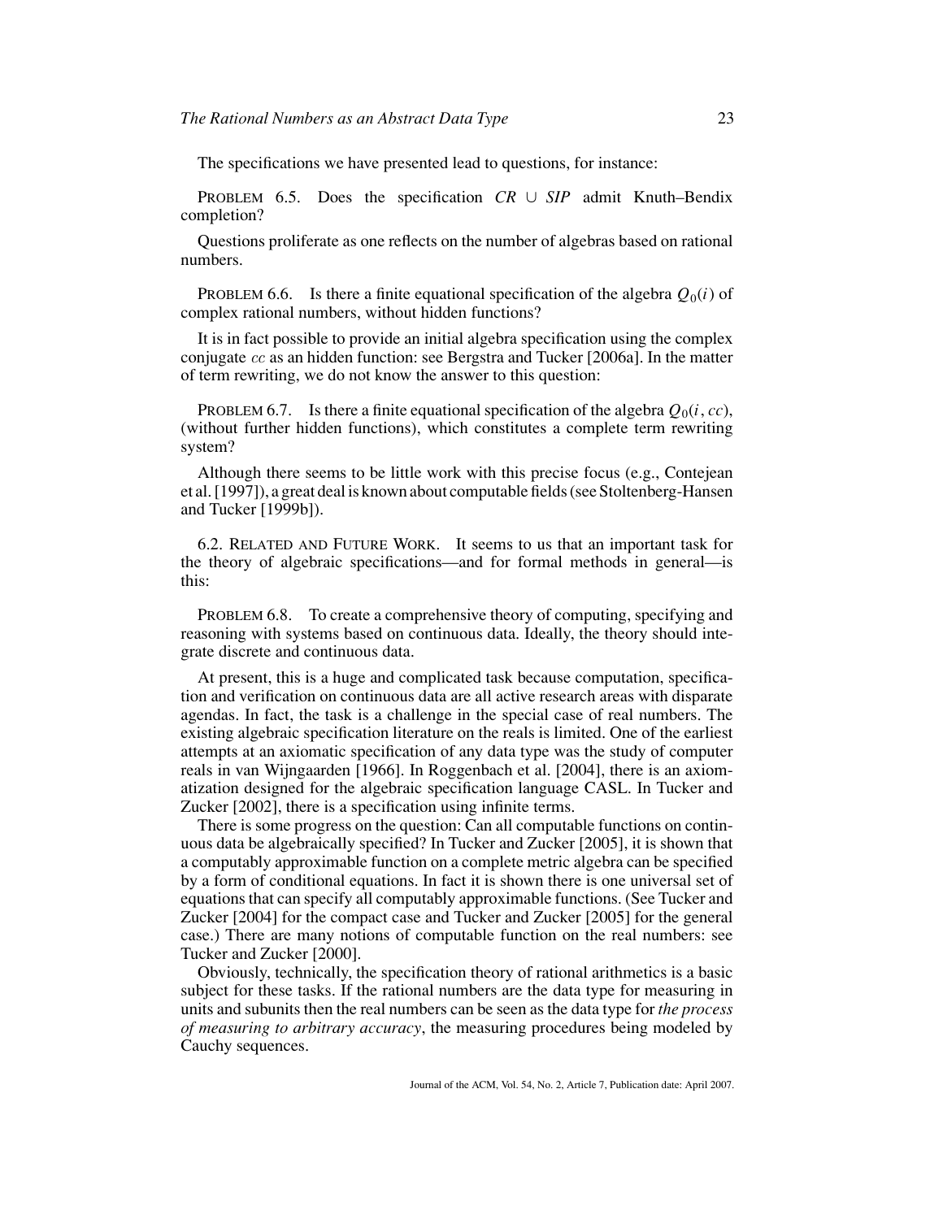The specifications we have presented lead to questions, for instance:

PROBLEM 6.5. Does the specification *CR* ∪ *SIP* admit Knuth–Bendix completion?

Questions proliferate as one reflects on the number of algebras based on rational numbers.

PROBLEM 6.6. Is there a finite equational specification of the algebra $Q_0(i)$ of complex rational numbers, without hidden functions?

It is in fact possible to provide an initial algebra specification using the complex conjugate *cc* as an hidden function: see Bergstra and Tucker [2006a]. In the matter of term rewriting, we do not know the answer to this question:

PROBLEM 6.7. Is there a finite equational specification of the algebra $Q_0(i, cc)$, (without further hidden functions), which constitutes a complete term rewriting system?

Although there seems to be little work with this precise focus (e.g., Contejean et al. [1997]), a great deal is known about computable fields (see Stoltenberg-Hansen and Tucker [1999b]).

## 6.2. RELATED AND FUTURE WORK.

It seems to us that an important task for the theory of algebraic specifications—and for formal methods in general—is this:

PROBLEM 6.8. To create a comprehensive theory of computing, specifying and reasoning with systems based on continuous data. Ideally, the theory should integrate discrete and continuous data.

At present, this is a huge and complicated task because computation, specification and verification on continuous data are all active research areas with disparate agendas. In fact, the task is a challenge in the special case of real numbers. The existing algebraic specification literature on the reals is limited. One of the earliest attempts at an axiomatic specification of any data type was the study of computer reals in van Wijngaarden [1966]. In Roggenbach et al. [2004], there is an axiomatization designed for the algebraic specification language CASL. In Tucker and Zucker [2002], there is a specification using infinite terms.

There is some progress on the question: Can all computable functions on continuous data be algebraically specified? In Tucker and Zucker [2005], it is shown that a computably approximable function on a complete metric algebra can be specified by a form of conditional equations. In fact it is shown there is one universal set of equations that can specify all computably approximable functions. (See Tucker and Zucker [2004] for the compact case and Tucker and Zucker [2005] for the general case.) There are many notions of computable function on the real numbers: see Tucker and Zucker [2000].

Obviously, technically, the specification theory of rational arithmetics is a basic subject for these tasks. If the rational numbers are the data type for measuring in units and subunits then the real numbers can be seen as the data type for *the process of measuring to arbitrary accuracy*, the measuring procedures being modeled by Cauchy sequences.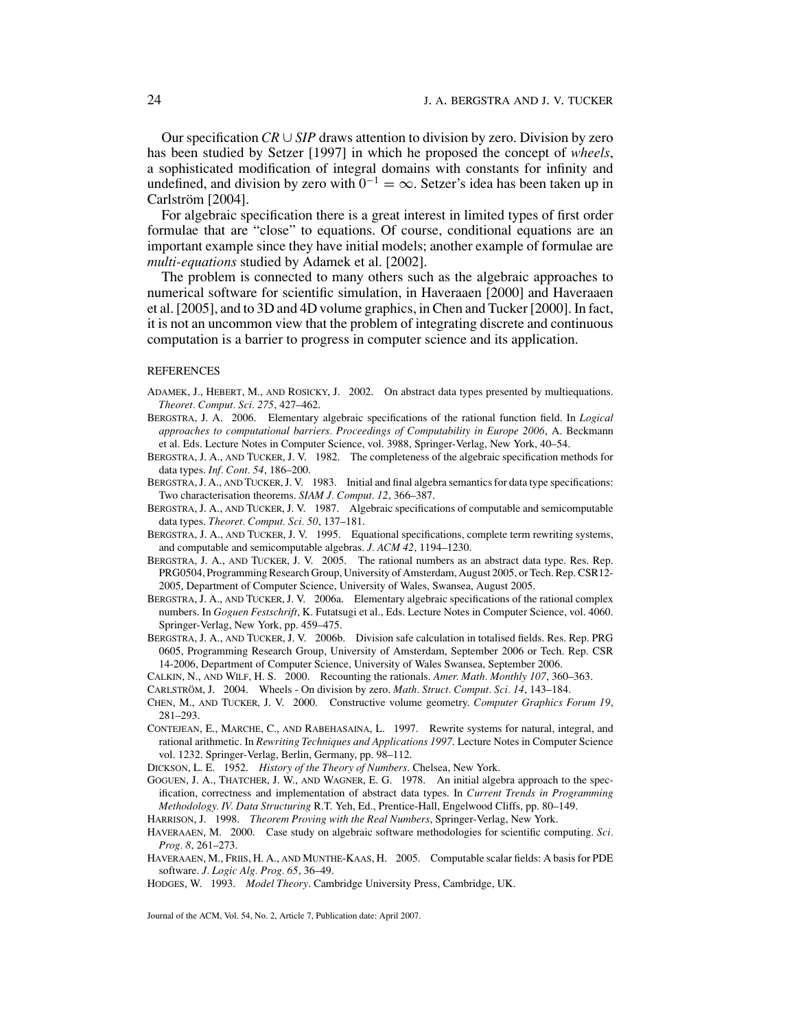Our specification $CR \cup SIP$ draws attention to division by zero. Division by zero has been studied by Setzer [1997] in which he proposed the concept of *wheels*, a sophisticated modification of integral domains with constants for infinity and undefined, and division by zero with $0^{-1} = \infty$. Setzer's idea has been taken up in Carlström [2004].

For algebraic specification there is a great interest in limited types of first order formulae that are "close" to equations. Of course, conditional equations are an important example since they have initial models; another example of formulae are *multi-equations* studied by Adamek et al. [2002].

The problem is connected to many others such as the algebraic approaches to numerical software for scientific simulation, in Haveraaen [2000] and Haveraaen et al. [2005], and to 3D and 4D volume graphics, in Chen and Tucker [2000]. In fact, it is not an uncommon view that the problem of integrating discrete and continuous computation is a barrier to progress in computer science and its application.

## REFERENCES

ADAMEK, J., HEBERT, M., AND ROSICKY, J. 2002. On abstract data types presented by multiequations. *Theoret. Comput. Sci. 275*, 427–462.

BERGSTRA, J. A. 2006. Elementary algebraic specifications of the rational function field. In *Logical approaches to computational barriers. Proceedings of Computability in Europe 2006*, A. Beckmann et al. Eds. Lecture Notes in Computer Science, vol. 3988, Springer-Verlag, New York, 40–54.

BERGSTRA, J. A., AND TUCKER, J. V. 1982. The completeness of the algebraic specification methods for data types. *Inf. Cont. 54*, 186–200.

BERGSTRA, J. A., AND TUCKER, J. V. 1983. Initial and final algebra semantics for data type specifications: Two characterisation theorems. *SIAM J. Comput. 12*, 366–387.

BERGSTRA, J. A., AND TUCKER, J. V. 1987. Algebraic specifications of computable and semicomputable data types. *Theoret. Comput. Sci. 50*, 137–181.

BERGSTRA, J. A., AND TUCKER, J. V. 1995. Equational specifications, complete term rewriting systems, and computable and semicomputable algebras. *J. ACM 42*, 1194–1230.

BERGSTRA, J. A., AND TUCKER, J. V. 2005. The rational numbers as an abstract data type. Res. Rep. PRG0504, Programming Research Group, University of Amsterdam, August 2005, or Tech. Rep. CSR12-2005, Department of Computer Science, University of Wales, Swansea, August 2005.

BERGSTRA, J. A., AND TUCKER, J. V. 2006a. Elementary algebraic specifications of the rational complex numbers. In *Goguen Festschrift*, K. Futatsugi et al., Eds. Lecture Notes in Computer Science, vol. 4060. Springer-Verlag, New York, pp. 459–475.

BERGSTRA, J. A., AND TUCKER, J. V. 2006b. Division safe calculation in totalised fields. Res. Rep. PRG 0605, Programming Research Group, University of Amsterdam, September 2006 or Tech. Rep. CSR 14-2006, Department of Computer Science, University of Wales Swansea, September 2006.

CALKIN, N., AND WILF, H. S. 2000. Recounting the rationals. *Amer. Math. Monthly 107*, 360–363.

CARLSTRÖM, J. 2004. Wheels - On division by zero. *Math. Struct. Comput. Sci. 14*, 143–184.

CHEN, M., AND TUCKER, J. V. 2000. Constructive volume geometry. *Computer Graphics Forum 19*, 281–293.

CONTEJEAN, E., MARCHE, C., AND RABEHASAINA, L. 1997. Rewrite systems for natural, integral, and rational arithmetic. In *Rewriting Techniques and Applications 1997*. Lecture Notes in Computer Science vol. 1232. Springer-Verlag, Berlin, Germany, pp. 98–112.

DICKSON, L. E. 1952. *History of the Theory of Numbers*. Chelsea, New York.

GOGUEN, J. A., THATCHER, J. W., AND WAGNER, E. G. 1978. An initial algebra approach to the specification, correctness and implementation of abstract data types. In *Current Trends in Programming Methodology. IV. Data Structuring* R.T. Yeh, Ed., Prentice-Hall, Engelwood Cliffs, pp. 80–149.

HARRISON, J. 1998. *Theorem Proving with the Real Numbers*, Springer-Verlag, New York.

HAVERAAEN, M. 2000. Case study on algebraic software methodologies for scientific computing. *Sci. Prog. 8*, 261–273.

HAVERAAEN, M., FRIIS, H. A., AND MUNTHE-KAAS, H. 2005. Computable scalar fields: A basis for PDE software. *J. Logic Alg. Prog. 65*, 36–49.

HODGES, W. 1993. *Model Theory*. Cambridge University Press, Cambridge, UK.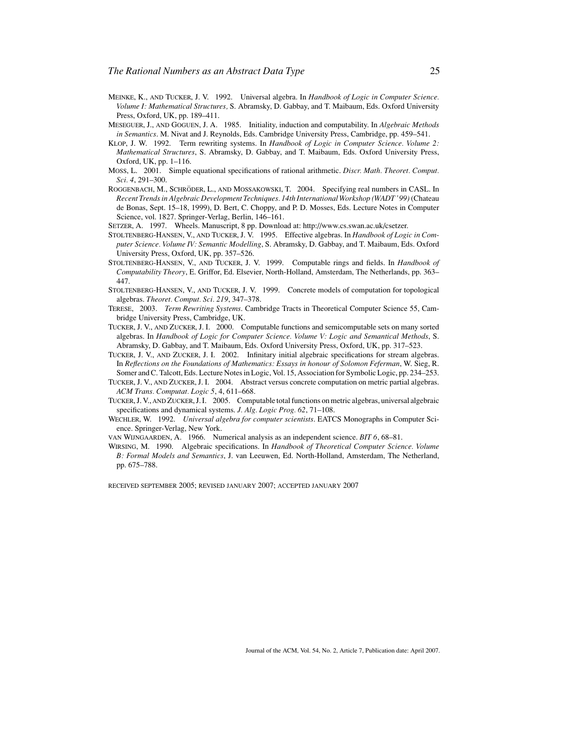MEINKE, K., AND TUCKER, J. V. 1992. Universal algebra. In *Handbook of Logic in Computer Science. Volume I: Mathematical Structures,* S. Abramsky, D. Gabbay, and T. Maibaum, Eds. Oxford University Press, Oxford, UK, pp. 189–411.

MESEGUER, J., AND GOGUEN, J. A. 1985. Initiality, induction and computability. In *Algebraic Methods in Semantics*. M. Nivat and J. Reynolds, Eds. Cambridge University Press, Cambridge, pp. 459–541.

KLOP, J. W. 1992. Term rewriting systems. In *Handbook of Logic in Computer Science. Volume 2: Mathematical Structures*, S. Abramsky, D. Gabbay, and T. Maibaum, Eds. Oxford University Press, Oxford, UK, pp. 1–116.

MOSS, L. 2001. Simple equational specifications of rational arithmetic. *Discr. Math. Theoret. Comput. Sci. 4*, 291–300.

ROGGENBACH, M., SCHRÖDER, L., AND MOSSAKOWSKI, T. 2004. Specifying real numbers in CASL. In *Recent Trends in Algebraic Development Techniques. 14th International Workshop (WADT '99)* (Chateau de Bonas, Sept. 15–18, 1999), D. Bert, C. Choppy, and P. D. Mosses, Eds. Lecture Notes in Computer Science, vol. 1827. Springer-Verlag, Berlin, 146–161.

SETZER, A. 1997. Wheels. Manuscript, 8 pp. Download at: http://www.cs.swan.ac.uk/csetzer.

STOLTENBERG-HANSEN, V., AND TUCKER, J. V. 1995. Effective algebras. In *Handbook of Logic in Computer Science. Volume IV: Semantic Modelling*, S. Abramsky, D. Gabbay, and T. Maibaum, Eds. Oxford University Press, Oxford, UK, pp. 357–526.

STOLTENBERG-HANSEN, V., AND TUCKER, J. V. 1999. Computable rings and fields. In *Handbook of Computability Theory*, E. Griffor, Ed. Elsevier, North-Holland, Amsterdam, The Netherlands, pp. 363–447.

STOLTENBERG-HANSEN, V., AND TUCKER, J. V. 1999. Concrete models of computation for topological algebras. *Theoret. Comput. Sci. 219*, 347–378.

TERESE, 2003. *Term Rewriting Systems*. Cambridge Tracts in Theoretical Computer Science 55, Cambridge University Press, Cambridge, UK.

TUCKER, J. V., AND ZUCKER, J. I. 2000. Computable functions and semicomputable sets on many sorted algebras. In *Handbook of Logic for Computer Science. Volume V: Logic and Semantical Methods*, S. Abramsky, D. Gabbay, and T. Maibaum, Eds. Oxford University Press, Oxford, UK, pp. 317–523.

TUCKER, J. V., AND ZUCKER, J. I. 2002. Infinitary initial algebraic specifications for stream algebras. In *Reflections on the Foundations of Mathematics: Essays in honour of Solomon Feferman*, W. Sieg, R. Somer and C. Talcott, Eds. Lecture Notes in Logic, Vol. 15, Association for Symbolic Logic, pp. 234–253.

TUCKER, J. V., AND ZUCKER, J. I. 2004. Abstract versus concrete computation on metric partial algebras. *ACM Trans. Computat. Logic 5*, 4, 611–668.

TUCKER, J. V., AND ZUCKER, J. I. 2005. Computable total functions on metric algebras, universal algebraic specifications and dynamical systems. *J. Alg. Logic Prog. 62*, 71–108.

WECHLER, W. 1992. *Universal algebra for computer scientists*. EATCS Monographs in Computer Science. Springer-Verlag, New York.

VAN WIJNGAARDEN, A. 1966. Numerical analysis as an independent science. *BIT 6*, 68–81.

WIRSING, M. 1990. Algebraic specifications. In *Handbook of Theoretical Computer Science. Volume B: Formal Models and Semantics*, J. van Leeuwen, Ed. North-Holland, Amsterdam, The Netherland, pp. 675–788.

RECEIVED SEPTEMBER 2005; REVISED JANUARY 2007; ACCEPTED JANUARY 2007